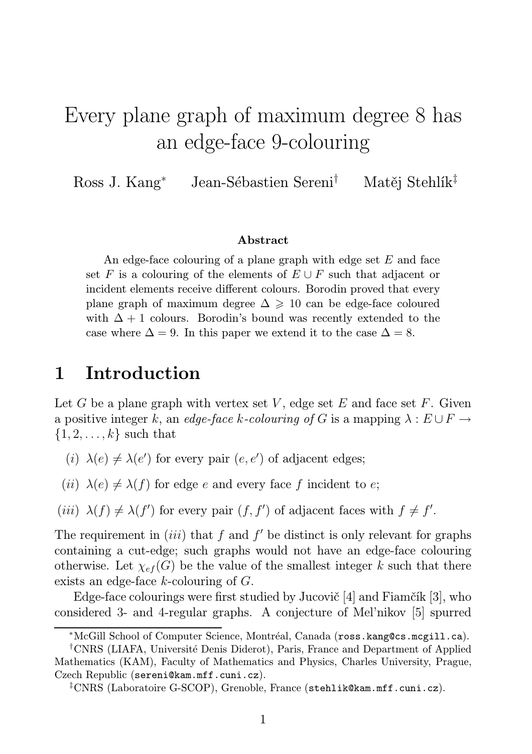# Every plane graph of maximum degree 8 has an edge-face 9-colouring

Ross J. Kang[*] Jean-Sébastien Sereni[†] Matěj Stehlík[‡]

### Abstract

An edge-face colouring of a plane graph with edge set $E$ and face set $F$ is a colouring of the elements of $E \cup F$ such that adjacent or incident elements receive different colours. Borodin proved that every plane graph of maximum degree $\Delta \geqslant 10$ can be edge-face coloured with $\Delta + 1$ colours. Borodin's bound was recently extended to the case where $\Delta = 9$. In this paper we extend it to the case $\Delta = 8$.

## 1 Introduction

Let $G$ be a plane graph with vertex set $V$, edge set $E$ and face set $F$. Given a positive integer $k$, an *edge-face $k$-colouring of $G$* is a mapping $\lambda : E \cup F \to \{1, 2, \ldots, k\}$ such that

*(i)* $\lambda(e) \neq \lambda(e')$ for every pair $(e, e')$ of adjacent edges;

*(ii)* $\lambda(e) \neq \lambda(f)$ for edge $e$ and every face $f$ incident to $e$;

*(iii)* $\lambda(f) \neq \lambda(f')$ for every pair $(f, f')$ of adjacent faces with $f \neq f'$.

The requirement in *(iii)* that $f$ and $f'$ be distinct is only relevant for graphs containing a cut-edge; such graphs would not have an edge-face colouring otherwise. Let $\chi_{ef}(G)$ be the value of the smallest integer $k$ such that there exists an edge-face $k$-colouring of $G$.

Edge-face colourings were first studied by Jucovič [4] and Fiamčík [3], who considered 3- and 4-regular graphs. A conjecture of Mel'nikov [5] spurred

[*] McGill School of Computer Science, Montréal, Canada (ross.kang@cs.mcgill.ca).

[†] CNRS (LIAFA, Université Denis Diderot), Paris, France and Department of Applied Mathematics (KAM), Faculty of Mathematics and Physics, Charles University, Prague, Czech Republic (sereni@kam.mff.cuni.cz).

[‡] CNRS (Laboratoire G-SCOP), Grenoble, France (stehlik@kam.mff.cuni.cz).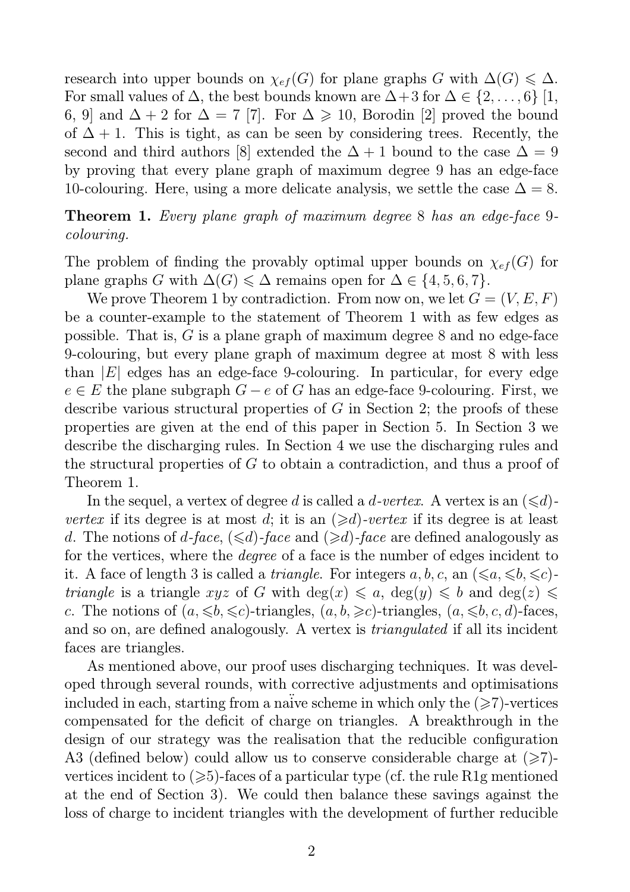research into upper bounds on $\chi_{ef}(G)$ for plane graphs $G$ with $\Delta(G) \leqslant \Delta$. For small values of $\Delta$, the best bounds known are $\Delta+3$ for $\Delta \in \{2, \ldots, 6\}$ [1, 6, 9] and $\Delta + 2$ for $\Delta = 7$ [7]. For $\Delta \geqslant 10$, Borodin [2] proved the bound of $\Delta + 1$. This is tight, as can be seen by considering trees. Recently, the second and third authors [8] extended the $\Delta + 1$ bound to the case $\Delta = 9$ by proving that every plane graph of maximum degree 9 has an edge-face 10-colouring. Here, using a more delicate analysis, we settle the case $\Delta = 8$.

**Theorem 1.** *Every plane graph of maximum degree* 8 *has an edge-face* 9-*colouring.*

The problem of finding the provably optimal upper bounds on $\chi_{ef}(G)$ for plane graphs $G$ with $\Delta(G) \leqslant \Delta$ remains open for $\Delta \in \{4, 5, 6, 7\}$.

We prove Theorem 1 by contradiction. From now on, we let $G = (V, E, F)$ be a counter-example to the statement of Theorem 1 with as few edges as possible. That is, $G$ is a plane graph of maximum degree 8 and no edge-face 9-colouring, but every plane graph of maximum degree at most 8 with less than $|E|$ edges has an edge-face 9-colouring. In particular, for every edge $e \in E$ the plane subgraph $G - e$ of $G$ has an edge-face 9-colouring. First, we describe various structural properties of $G$ in Section 2; the proofs of these properties are given at the end of this paper in Section 5. In Section 3 we describe the discharging rules. In Section 4 we use the discharging rules and the structural properties of $G$ to obtain a contradiction, and thus a proof of Theorem 1.

In the sequel, a vertex of degree $d$ is called a *$d$-vertex*. A vertex is an *$(\leqslant d)$-vertex* if its degree is at most $d$; it is an *$(\geqslant d)$-vertex* if its degree is at least $d$. The notions of *$d$-face*, *$(\leqslant d)$-face* and *$(\geqslant d)$-face* are defined analogously as for the vertices, where the *degree* of a face is the number of edges incident to it. A face of length 3 is called a *triangle*. For integers $a, b, c$, an *$(\leqslant a, \leqslant b, \leqslant c)$-triangle* is a triangle $xyz$ of $G$ with $\deg(x) \leqslant a$, $\deg(y) \leqslant b$ and $\deg(z) \leqslant c$. The notions of $(a, \leqslant b, \leqslant c)$-triangles, $(a, b, \geqslant c)$-triangles, $(a, \leqslant b, c, d)$-faces, and so on, are defined analogously. A vertex is *triangulated* if all its incident faces are triangles.

As mentioned above, our proof uses discharging techniques. It was developed through several rounds, with corrective adjustments and optimisations included in each, starting from a naïve scheme in which only the $(\geqslant 7)$-vertices compensated for the deficit of charge on triangles. A breakthrough in the design of our strategy was the realisation that the reducible configuration A3 (defined below) could allow us to conserve considerable charge at $(\geqslant 7)$-vertices incident to $(\geqslant 5)$-faces of a particular type (cf. the rule R1g mentioned at the end of Section 3). We could then balance these savings against the loss of charge to incident triangles with the development of further reducible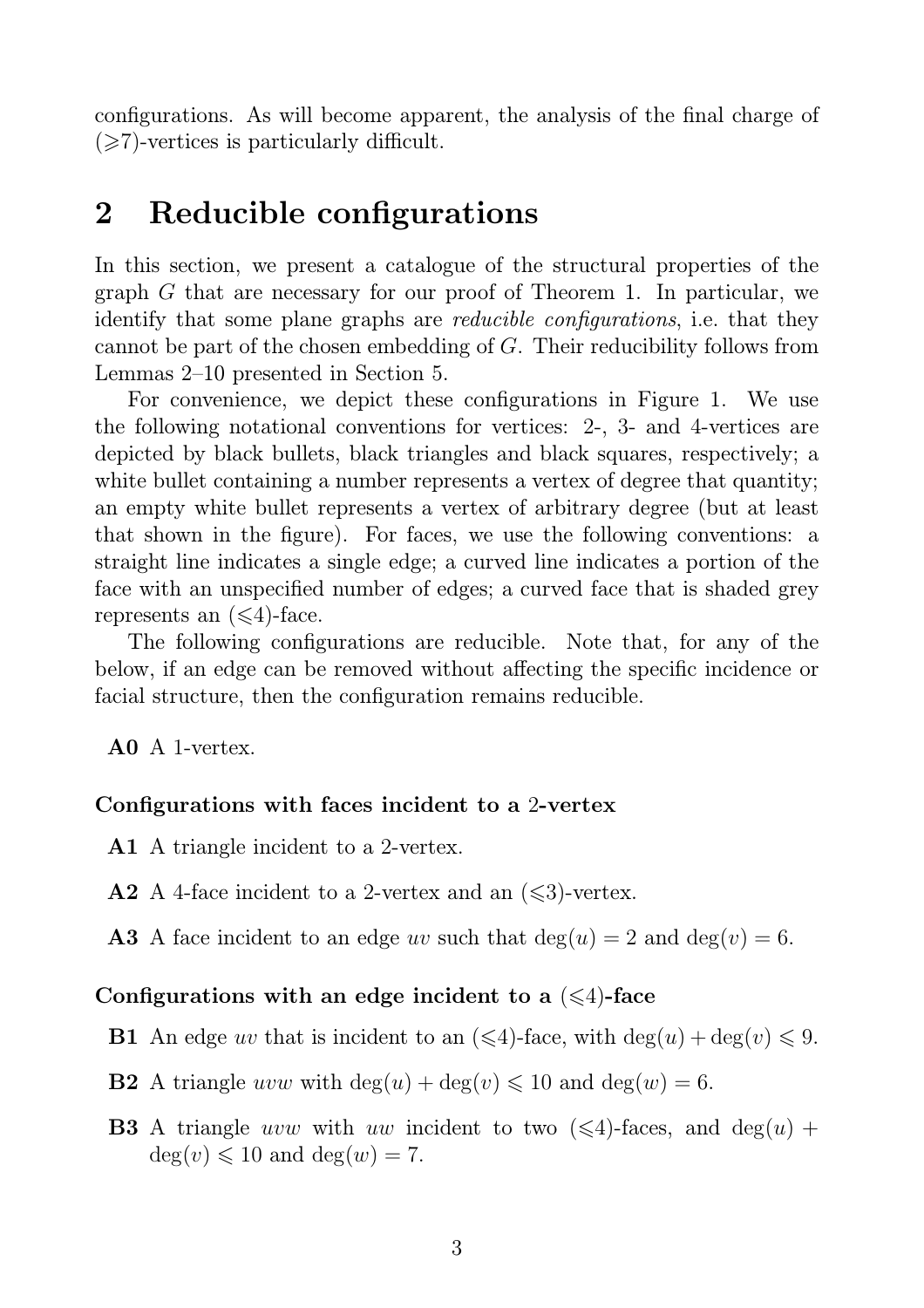configurations. As will become apparent, the analysis of the final charge of ($\geqslant$7)-vertices is particularly difficult.

## 2 Reducible configurations

In this section, we present a catalogue of the structural properties of the graph $G$ that are necessary for our proof of Theorem 1. In particular, we identify that some plane graphs are *reducible configurations*, i.e. that they cannot be part of the chosen embedding of $G$. Their reducibility follows from Lemmas 2–10 presented in Section 5.

For convenience, we depict these configurations in Figure 1. We use the following notational conventions for vertices: 2-, 3- and 4-vertices are depicted by black bullets, black triangles and black squares, respectively; a white bullet containing a number represents a vertex of degree that quantity; an empty white bullet represents a vertex of arbitrary degree (but at least that shown in the figure). For faces, we use the following conventions: a straight line indicates a single edge; a curved line indicates a portion of the face with an unspecified number of edges; a curved face that is shaded grey represents an ($\leqslant$4)-face.

The following configurations are reducible. Note that, for any of the below, if an edge can be removed without affecting the specific incidence or facial structure, then the configuration remains reducible.

**A0** A 1-vertex.

### Configurations with faces incident to a 2-vertex

**A1** A triangle incident to a 2-vertex.

**A2** A 4-face incident to a 2-vertex and an ($\leqslant$3)-vertex.

**A3** A face incident to an edge $uv$ such that $\deg(u) = 2$ and $\deg(v) = 6$.

### Configurations with an edge incident to a ($\leqslant$4)-face

**B1** An edge $uv$ that is incident to an ($\leqslant$4)-face, with $\deg(u) + \deg(v) \leqslant 9$.

**B2** A triangle $uvw$ with $\deg(u) + \deg(v) \leqslant 10$ and $\deg(w) = 6$.

**B3** A triangle $uvw$ with $uw$ incident to two ($\leqslant$4)-faces, and $\deg(u) + \deg(v) \leqslant 10$ and $\deg(w) = 7$.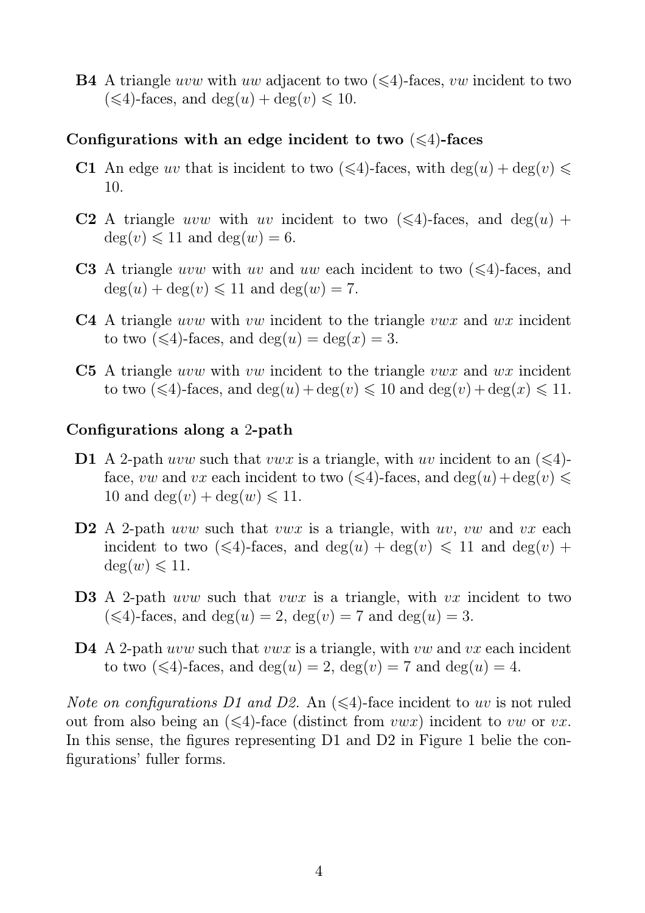**B4** A triangle $uvw$ with $uw$ adjacent to two ($\leqslant$4)-faces, $vw$ incident to two ($\leqslant$4)-faces, and $\deg(u) + \deg(v) \leqslant 10$.

### Configurations with an edge incident to two ($\leqslant$4)-faces

**C1** An edge $uv$ that is incident to two ($\leqslant$4)-faces, with $\deg(u) + \deg(v) \leqslant 10$.

**C2** A triangle $uvw$ with $uv$ incident to two ($\leqslant$4)-faces, and $\deg(u) + \deg(v) \leqslant 11$ and $\deg(w) = 6$.

**C3** A triangle $uvw$ with $uv$ and $uw$ each incident to two ($\leqslant$4)-faces, and $\deg(u) + \deg(v) \leqslant 11$ and $\deg(w) = 7$.

**C4** A triangle $uvw$ with $vw$ incident to the triangle $vwx$ and $wx$ incident to two ($\leqslant$4)-faces, and $\deg(u) = \deg(x) = 3$.

**C5** A triangle $uvw$ with $vw$ incident to the triangle $vwx$ and $wx$ incident to two ($\leqslant$4)-faces, and $\deg(u) + \deg(v) \leqslant 10$ and $\deg(v) + \deg(x) \leqslant 11$.

### Configurations along a 2-path

**D1** A 2-path $uvw$ such that $vwx$ is a triangle, with $uv$ incident to an ($\leqslant$4)-face, $vw$ and $vx$ each incident to two ($\leqslant$4)-faces, and $\deg(u) + \deg(v) \leqslant 10$ and $\deg(v) + \deg(w) \leqslant 11$.

**D2** A 2-path $uvw$ such that $vwx$ is a triangle, with $uv$, $vw$ and $vx$ each incident to two ($\leqslant$4)-faces, and $\deg(u) + \deg(v) \leqslant 11$ and $\deg(v) + \deg(w) \leqslant 11$.

**D3** A 2-path $uvw$ such that $vwx$ is a triangle, with $vx$ incident to two ($\leqslant$4)-faces, and $\deg(u) = 2$, $\deg(v) = 7$ and $\deg(u) = 3$.

**D4** A 2-path $uvw$ such that $vwx$ is a triangle, with $vw$ and $vx$ each incident to two ($\leqslant$4)-faces, and $\deg(u) = 2$, $\deg(v) = 7$ and $\deg(u) = 4$.

*Note on configurations D1 and D2.* An ($\leqslant$4)-face incident to $uv$ is not ruled out from also being an ($\leqslant$4)-face (distinct from $vwx$) incident to $vw$ or $vx$. In this sense, the figures representing D1 and D2 in Figure 1 belie the configurations' fuller forms.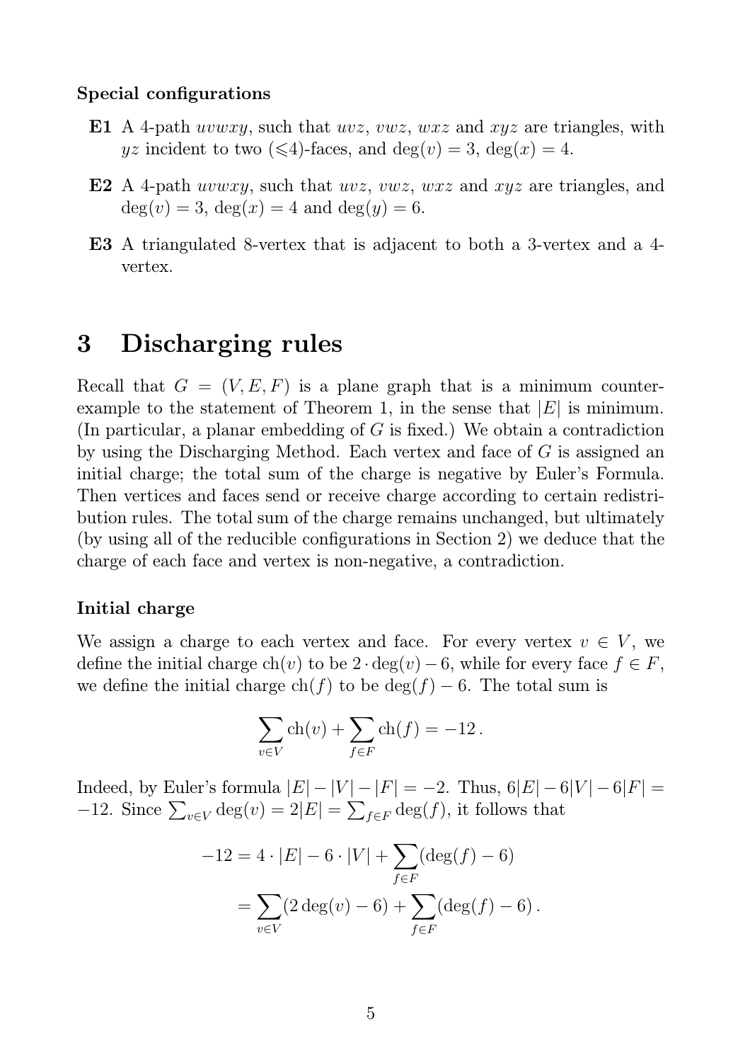**Special configurations**

**E1** A 4-path $uvwxy$, such that $uvz$, $vwz$, $wxz$ and $xyz$ are triangles, with $yz$ incident to two ($\leqslant 4$)-faces, and $\deg(v) = 3$, $\deg(x) = 4$.

**E2** A 4-path $uvwxy$, such that $uvz$, $vwz$, $wxz$ and $xyz$ are triangles, and $\deg(v) = 3$, $\deg(x) = 4$ and $\deg(y) = 6$.

**E3** A triangulated 8-vertex that is adjacent to both a 3-vertex and a 4-vertex.

# 3 Discharging rules

Recall that $G = (V, E, F)$ is a plane graph that is a minimum counter-example to the statement of Theorem 1, in the sense that $|E|$ is minimum. (In particular, a planar embedding of $G$ is fixed.) We obtain a contradiction by using the Discharging Method. Each vertex and face of $G$ is assigned an initial charge; the total sum of the charge is negative by Euler's Formula. Then vertices and faces send or receive charge according to certain redistribution rules. The total sum of the charge remains unchanged, but ultimately (by using all of the reducible configurations in Section 2) we deduce that the charge of each face and vertex is non-negative, a contradiction.

**Initial charge**

We assign a charge to each vertex and face. For every vertex $v \in V$, we define the initial charge $\mathrm{ch}(v)$ to be $2 \cdot \deg(v) - 6$, while for every face $f \in F$, we define the initial charge $\mathrm{ch}(f)$ to be $\deg(f) - 6$. The total sum is

$$\sum_{v \in V} \mathrm{ch}(v) + \sum_{f \in F} \mathrm{ch}(f) = -12\,.$$

Indeed, by Euler's formula $|E| - |V| - |F| = -2$. Thus, $6|E| - 6|V| - 6|F| = -12$. Since $\sum_{v \in V} \deg(v) = 2|E| = \sum_{f \in F} \deg(f)$, it follows that

$$\begin{aligned}
-12 &= 4 \cdot |E| - 6 \cdot |V| + \sum_{f \in F} (\deg(f) - 6) \\
&= \sum_{v \in V} (2\deg(v) - 6) + \sum_{f \in F} (\deg(f) - 6)\,.
\end{aligned}$$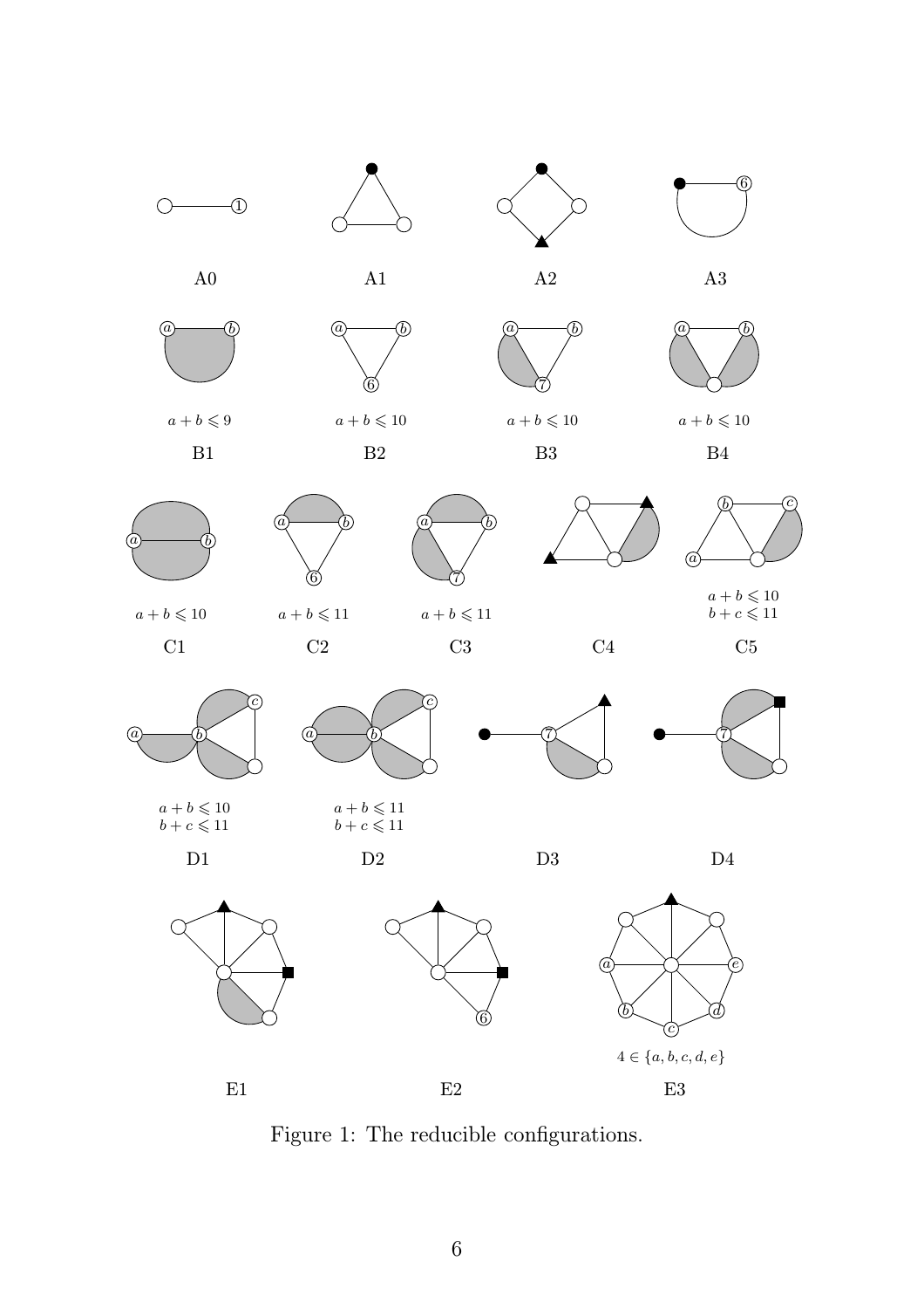A0

A1

A2

A3

$a+b \leqslant 9$

B1

$a+b \leqslant 10$

B2

$a+b \leqslant 10$

B3

$a+b \leqslant 10$

B4

$a+b \leqslant 10$

C1

$a+b \leqslant 11$

C2

$a+b \leqslant 11$

C3

C4

$a+b \leqslant 10$
$b+c \leqslant 11$

C5

$a+b \leqslant 10$
$b+c \leqslant 11$

D1

$a+b \leqslant 11$
$b+c \leqslant 11$

D2

D3

D4

E1

E2

$4 \in \{a,b,c,d,e\}$

E3

Figure 1: The reducible configurations.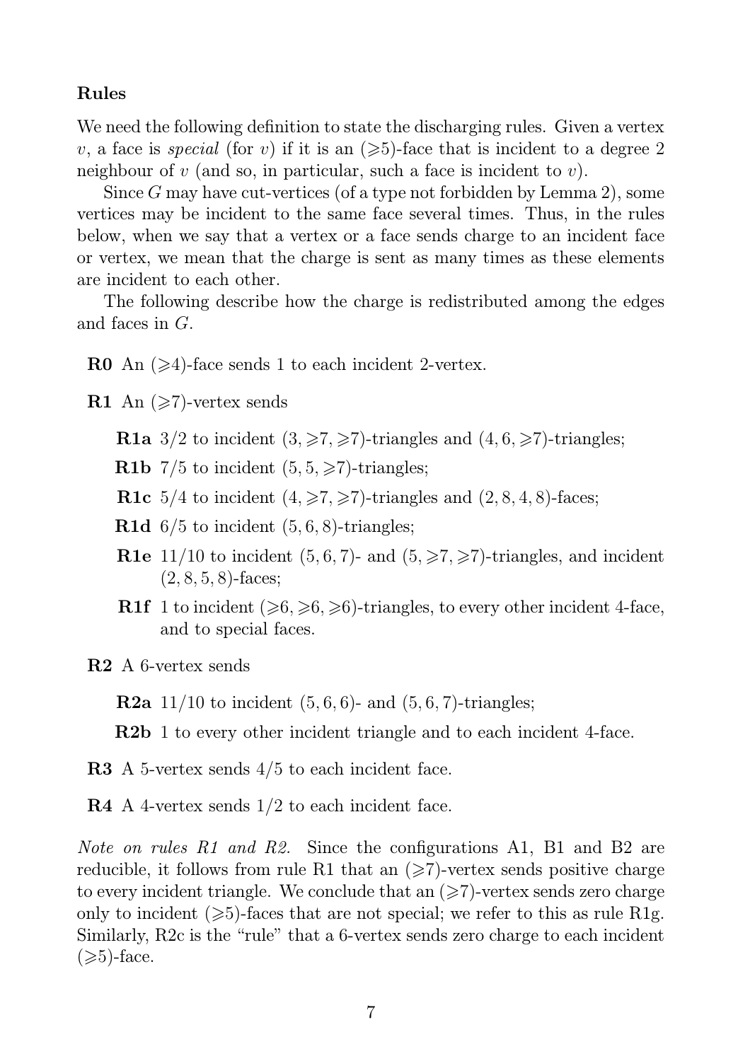### Rules

We need the following definition to state the discharging rules. Given a vertex $v$, a face is *special* (for $v$) if it is an $(\geqslant 5)$-face that is incident to a degree 2 neighbour of $v$ (and so, in particular, such a face is incident to $v$).

Since $G$ may have cut-vertices (of a type not forbidden by Lemma 2), some vertices may be incident to the same face several times. Thus, in the rules below, when we say that a vertex or a face sends charge to an incident face or vertex, we mean that the charge is sent as many times as these elements are incident to each other.

The following describe how the charge is redistributed among the edges and faces in $G$.

**R0** An $(\geqslant 4)$-face sends 1 to each incident 2-vertex.

**R1** An $(\geqslant 7)$-vertex sends

- **R1a** $3/2$ to incident $(3, \geqslant 7, \geqslant 7)$-triangles and $(4, 6, \geqslant 7)$-triangles;
- **R1b** $7/5$ to incident $(5, 5, \geqslant 7)$-triangles;
- **R1c** $5/4$ to incident $(4, \geqslant 7, \geqslant 7)$-triangles and $(2, 8, 4, 8)$-faces;
- **R1d** $6/5$ to incident $(5, 6, 8)$-triangles;
- **R1e** $11/10$ to incident $(5, 6, 7)$- and $(5, \geqslant 7, \geqslant 7)$-triangles, and incident $(2, 8, 5, 8)$-faces;
- **R1f** 1 to incident $(\geqslant 6, \geqslant 6, \geqslant 6)$-triangles, to every other incident 4-face, and to special faces.

**R2** A 6-vertex sends

- **R2a** $11/10$ to incident $(5, 6, 6)$- and $(5, 6, 7)$-triangles;
- **R2b** 1 to every other incident triangle and to each incident 4-face.

**R3** A 5-vertex sends $4/5$ to each incident face.

**R4** A 4-vertex sends $1/2$ to each incident face.

*Note on rules R1 and R2.* Since the configurations A1, B1 and B2 are reducible, it follows from rule R1 that an $(\geqslant 7)$-vertex sends positive charge to every incident triangle. We conclude that an $(\geqslant 7)$-vertex sends zero charge only to incident $(\geqslant 5)$-faces that are not special; we refer to this as rule R1g. Similarly, R2c is the "rule" that a 6-vertex sends zero charge to each incident $(\geqslant 5)$-face.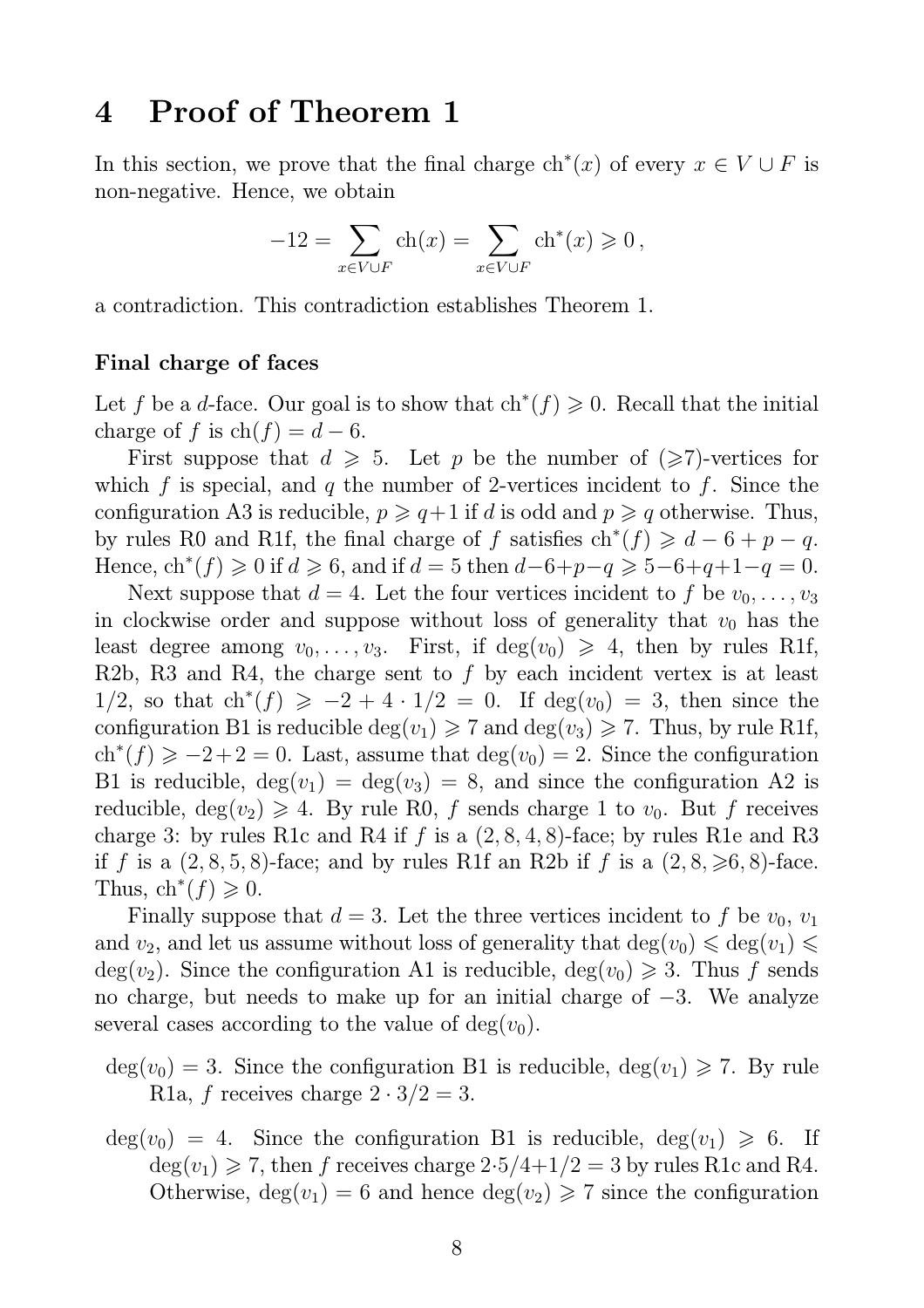# 4 Proof of Theorem 1

In this section, we prove that the final charge $\mathrm{ch}^*(x)$ of every $x \in V \cup F$ is non-negative. Hence, we obtain

$$-12 = \sum_{x \in V \cup F} \mathrm{ch}(x) = \sum_{x \in V \cup F} \mathrm{ch}^*(x) \geqslant 0\,,$$

a contradiction. This contradiction establishes Theorem 1.

### Final charge of faces

Let $f$ be a $d$-face. Our goal is to show that $\mathrm{ch}^*(f) \geqslant 0$. Recall that the initial charge of $f$ is $\mathrm{ch}(f) = d - 6$.

First suppose that $d \geqslant 5$. Let $p$ be the number of ($\geqslant$7)-vertices for which $f$ is special, and $q$ the number of 2-vertices incident to $f$. Since the configuration A3 is reducible, $p \geqslant q+1$ if $d$ is odd and $p \geqslant q$ otherwise. Thus, by rules R0 and R1f, the final charge of $f$ satisfies $\mathrm{ch}^*(f) \geqslant d - 6 + p - q$. Hence, $\mathrm{ch}^*(f) \geqslant 0$ if $d \geqslant 6$, and if $d = 5$ then $d - 6 + p - q \geqslant 5 - 6 + q + 1 - q = 0$.

Next suppose that $d = 4$. Let the four vertices incident to $f$ be $v_0, \ldots, v_3$ in clockwise order and suppose without loss of generality that $v_0$ has the least degree among $v_0, \ldots, v_3$. First, if $\deg(v_0) \geqslant 4$, then by rules R1f, R2b, R3 and R4, the charge sent to $f$ by each incident vertex is at least $1/2$, so that $\mathrm{ch}^*(f) \geqslant -2 + 4 \cdot 1/2 = 0$. If $\deg(v_0) = 3$, then since the configuration B1 is reducible $\deg(v_1) \geqslant 7$ and $\deg(v_3) \geqslant 7$. Thus, by rule R1f, $\mathrm{ch}^*(f) \geqslant -2 + 2 = 0$. Last, assume that $\deg(v_0) = 2$. Since the configuration B1 is reducible, $\deg(v_1) = \deg(v_3) = 8$, and since the configuration A2 is reducible, $\deg(v_2) \geqslant 4$. By rule R0, $f$ sends charge 1 to $v_0$. But $f$ receives charge 3: by rules R1c and R4 if $f$ is a $(2, 8, 4, 8)$-face; by rules R1e and R3 if $f$ is a $(2, 8, 5, 8)$-face; and by rules R1f an R2b if $f$ is a $(2, 8, \geqslant 6, 8)$-face. Thus, $\mathrm{ch}^*(f) \geqslant 0$.

Finally suppose that $d = 3$. Let the three vertices incident to $f$ be $v_0$, $v_1$ and $v_2$, and let us assume without loss of generality that $\deg(v_0) \leqslant \deg(v_1) \leqslant \deg(v_2)$. Since the configuration A1 is reducible, $\deg(v_0) \geqslant 3$. Thus $f$ sends no charge, but needs to make up for an initial charge of $-3$. We analyze several cases according to the value of $\deg(v_0)$.

$\deg(v_0) = 3$. Since the configuration B1 is reducible, $\deg(v_1) \geqslant 7$. By rule R1a, $f$ receives charge $2 \cdot 3/2 = 3$.

$\deg(v_0) = 4$. Since the configuration B1 is reducible, $\deg(v_1) \geqslant 6$. If $\deg(v_1) \geqslant 7$, then $f$ receives charge $2 \cdot 5/4 + 1/2 = 3$ by rules R1c and R4. Otherwise, $\deg(v_1) = 6$ and hence $\deg(v_2) \geqslant 7$ since the configuration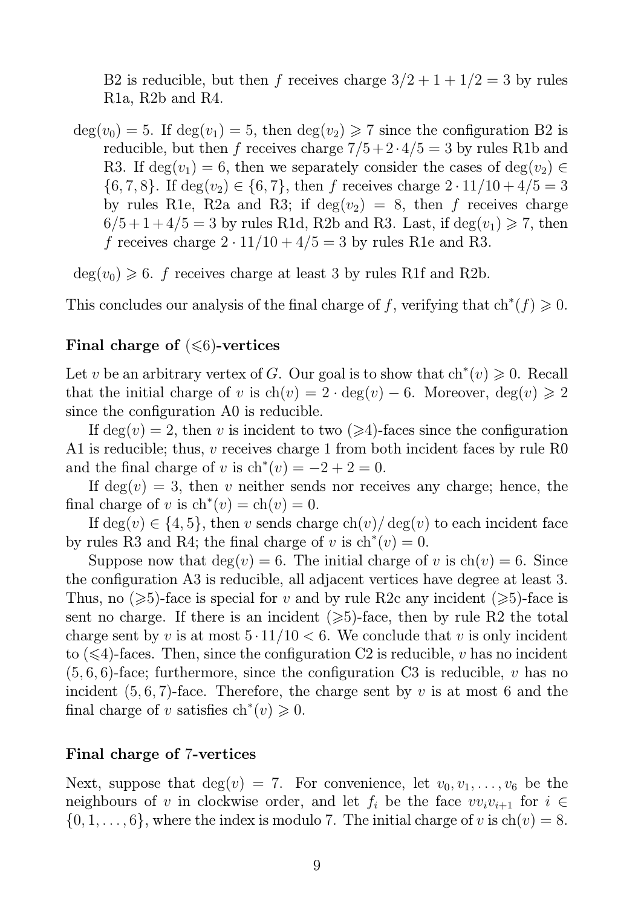B2 is reducible, but then $f$ receives charge $3/2 + 1 + 1/2 = 3$ by rules R1a, R2b and R4.

$\deg(v_0) = 5$. If $\deg(v_1) = 5$, then $\deg(v_2) \geqslant 7$ since the configuration B2 is reducible, but then $f$ receives charge $7/5 + 2 \cdot 4/5 = 3$ by rules R1b and R3. If $\deg(v_1) = 6$, then we separately consider the cases of $\deg(v_2) \in \{6, 7, 8\}$. If $\deg(v_2) \in \{6, 7\}$, then $f$ receives charge $2 \cdot 11/10 + 4/5 = 3$ by rules R1e, R2a and R3; if $\deg(v_2) = 8$, then $f$ receives charge $6/5 + 1 + 4/5 = 3$ by rules R1d, R2b and R3. Last, if $\deg(v_1) \geqslant 7$, then $f$ receives charge $2 \cdot 11/10 + 4/5 = 3$ by rules R1e and R3.

$\deg(v_0) \geqslant 6$. $f$ receives charge at least 3 by rules R1f and R2b.

This concludes our analysis of the final charge of $f$, verifying that $\mathrm{ch}^*(f) \geqslant 0$.

### Final charge of $(\leqslant 6)$-vertices

Let $v$ be an arbitrary vertex of $G$. Our goal is to show that $\mathrm{ch}^*(v) \geqslant 0$. Recall that the initial charge of $v$ is $\mathrm{ch}(v) = 2 \cdot \deg(v) - 6$. Moreover, $\deg(v) \geqslant 2$ since the configuration A0 is reducible.

If $\deg(v) = 2$, then $v$ is incident to two $(\geqslant 4)$-faces since the configuration A1 is reducible; thus, $v$ receives charge 1 from both incident faces by rule R0 and the final charge of $v$ is $\mathrm{ch}^*(v) = -2 + 2 = 0$.

If $\deg(v) = 3$, then $v$ neither sends nor receives any charge; hence, the final charge of $v$ is $\mathrm{ch}^*(v) = \mathrm{ch}(v) = 0$.

If $\deg(v) \in \{4, 5\}$, then $v$ sends charge $\mathrm{ch}(v)/\deg(v)$ to each incident face by rules R3 and R4; the final charge of $v$ is $\mathrm{ch}^*(v) = 0$.

Suppose now that $\deg(v) = 6$. The initial charge of $v$ is $\mathrm{ch}(v) = 6$. Since the configuration A3 is reducible, all adjacent vertices have degree at least 3. Thus, no $(\geqslant 5)$-face is special for $v$ and by rule R2c any incident $(\geqslant 5)$-face is sent no charge. If there is an incident $(\geqslant 5)$-face, then by rule R2 the total charge sent by $v$ is at most $5 \cdot 11/10 < 6$. We conclude that $v$ is only incident to $(\leqslant 4)$-faces. Then, since the configuration C2 is reducible, $v$ has no incident $(5, 6, 6)$-face; furthermore, since the configuration C3 is reducible, $v$ has no incident $(5, 6, 7)$-face. Therefore, the charge sent by $v$ is at most 6 and the final charge of $v$ satisfies $\mathrm{ch}^*(v) \geqslant 0$.

### Final charge of 7-vertices

Next, suppose that $\deg(v) = 7$. For convenience, let $v_0, v_1, \ldots, v_6$ be the neighbours of $v$ in clockwise order, and let $f_i$ be the face $vv_iv_{i+1}$ for $i \in \{0, 1, \ldots, 6\}$, where the index is modulo 7. The initial charge of $v$ is $\mathrm{ch}(v) = 8$.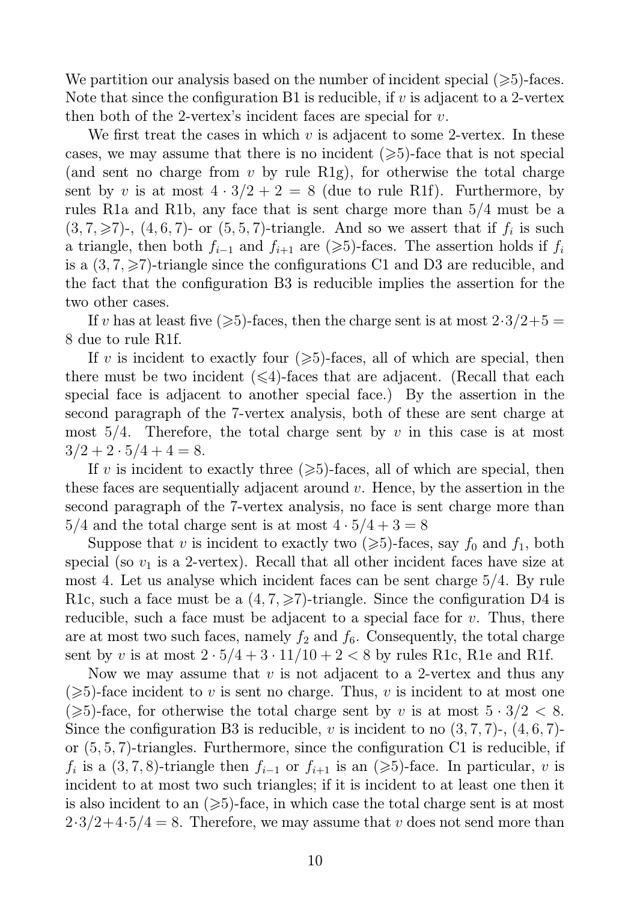We partition our analysis based on the number of incident special ($\geqslant$5)-faces. Note that since the configuration B1 is reducible, if $v$ is adjacent to a 2-vertex then both of the 2-vertex's incident faces are special for $v$.

We first treat the cases in which $v$ is adjacent to some 2-vertex. In these cases, we may assume that there is no incident ($\geqslant$5)-face that is not special (and sent no charge from $v$ by rule R1g), for otherwise the total charge sent by $v$ is at most $4 \cdot 3/2 + 2 = 8$ (due to rule R1f). Furthermore, by rules R1a and R1b, any face that is sent charge more than $5/4$ must be a $(3,7,\geqslant 7)$-, $(4,6,7)$- or $(5,5,7)$-triangle. And so we assert that if $f_i$ is such a triangle, then both $f_{i-1}$ and $f_{i+1}$ are ($\geqslant$5)-faces. The assertion holds if $f_i$ is a $(3,7,\geqslant 7)$-triangle since the configurations C1 and D3 are reducible, and the fact that the configuration B3 is reducible implies the assertion for the two other cases.

If $v$ has at least five ($\geqslant$5)-faces, then the charge sent is at most $2 \cdot 3/2 + 5 = 8$ due to rule R1f.

If $v$ is incident to exactly four ($\geqslant$5)-faces, all of which are special, then there must be two incident ($\leqslant$4)-faces that are adjacent. (Recall that each special face is adjacent to another special face.) By the assertion in the second paragraph of the 7-vertex analysis, both of these are sent charge at most $5/4$. Therefore, the total charge sent by $v$ in this case is at most $3/2 + 2 \cdot 5/4 + 4 = 8$.

If $v$ is incident to exactly three ($\geqslant$5)-faces, all of which are special, then these faces are sequentially adjacent around $v$. Hence, by the assertion in the second paragraph of the 7-vertex analysis, no face is sent charge more than $5/4$ and the total charge sent is at most $4 \cdot 5/4 + 3 = 8$

Suppose that $v$ is incident to exactly two ($\geqslant$5)-faces, say $f_0$ and $f_1$, both special (so $v_1$ is a 2-vertex). Recall that all other incident faces have size at most 4. Let us analyse which incident faces can be sent charge $5/4$. By rule R1c, such a face must be a $(4,7,\geqslant 7)$-triangle. Since the configuration D4 is reducible, such a face must be adjacent to a special face for $v$. Thus, there are at most two such faces, namely $f_2$ and $f_6$. Consequently, the total charge sent by $v$ is at most $2 \cdot 5/4 + 3 \cdot 11/10 + 2 < 8$ by rules R1c, R1e and R1f.

Now we may assume that $v$ is not adjacent to a 2-vertex and thus any ($\geqslant$5)-face incident to $v$ is sent no charge. Thus, $v$ is incident to at most one ($\geqslant$5)-face, for otherwise the total charge sent by $v$ is at most $5 \cdot 3/2 < 8$. Since the configuration B3 is reducible, $v$ is incident to no $(3,7,7)$-, $(4,6,7)$- or $(5,5,7)$-triangles. Furthermore, since the configuration C1 is reducible, if $f_i$ is a $(3,7,8)$-triangle then $f_{i-1}$ or $f_{i+1}$ is an ($\geqslant$5)-face. In particular, $v$ is incident to at most two such triangles; if it is incident to at least one then it is also incident to an ($\geqslant$5)-face, in which case the total charge sent is at most $2 \cdot 3/2 + 4 \cdot 5/4 = 8$. Therefore, we may assume that $v$ does not send more than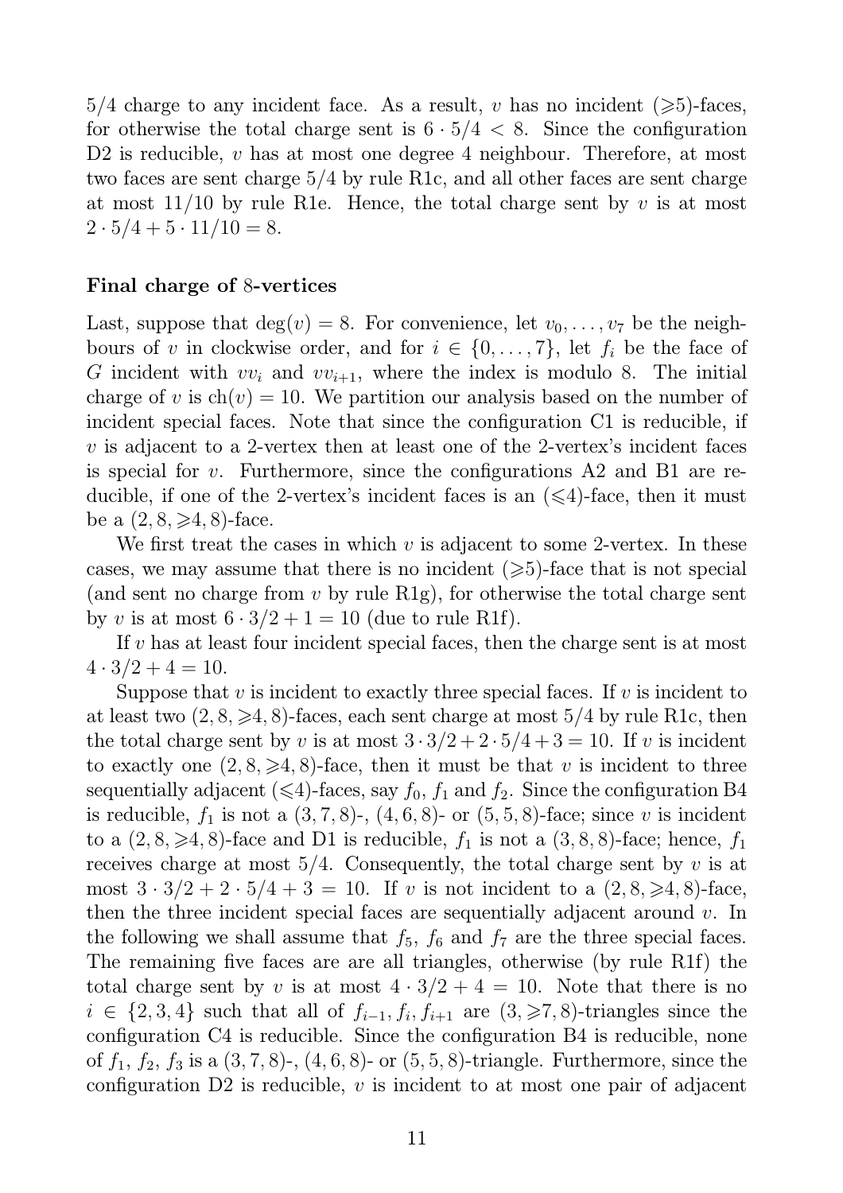$5/4$ charge to any incident face. As a result, $v$ has no incident ($\geqslant$5)-faces, for otherwise the total charge sent is $6 \cdot 5/4 < 8$. Since the configuration D2 is reducible, $v$ has at most one degree 4 neighbour. Therefore, at most two faces are sent charge $5/4$ by rule R1c, and all other faces are sent charge at most $11/10$ by rule R1e. Hence, the total charge sent by $v$ is at most $2 \cdot 5/4 + 5 \cdot 11/10 = 8$.

**Final charge of 8-vertices**

Last, suppose that $\deg(v) = 8$. For convenience, let $v_0, \ldots, v_7$ be the neighbours of $v$ in clockwise order, and for $i \in \{0, \ldots, 7\}$, let $f_i$ be the face of $G$ incident with $vv_i$ and $vv_{i+1}$, where the index is modulo 8. The initial charge of $v$ is $\mathrm{ch}(v) = 10$. We partition our analysis based on the number of incident special faces. Note that since the configuration C1 is reducible, if $v$ is adjacent to a 2-vertex then at least one of the 2-vertex's incident faces is special for $v$. Furthermore, since the configurations A2 and B1 are reducible, if one of the 2-vertex's incident faces is an ($\leqslant$4)-face, then it must be a $(2, 8, \geqslant 4, 8)$-face.

We first treat the cases in which $v$ is adjacent to some 2-vertex. In these cases, we may assume that there is no incident ($\geqslant$5)-face that is not special (and sent no charge from $v$ by rule R1g), for otherwise the total charge sent by $v$ is at most $6 \cdot 3/2 + 1 = 10$ (due to rule R1f).

If $v$ has at least four incident special faces, then the charge sent is at most $4 \cdot 3/2 + 4 = 10$.

Suppose that $v$ is incident to exactly three special faces. If $v$ is incident to at least two $(2, 8, \geqslant 4, 8)$-faces, each sent charge at most $5/4$ by rule R1c, then the total charge sent by $v$ is at most $3 \cdot 3/2 + 2 \cdot 5/4 + 3 = 10$. If $v$ is incident to exactly one $(2, 8, \geqslant 4, 8)$-face, then it must be that $v$ is incident to three sequentially adjacent ($\leqslant$4)-faces, say $f_0$, $f_1$ and $f_2$. Since the configuration B4 is reducible, $f_1$ is not a $(3, 7, 8)$-, $(4, 6, 8)$- or $(5, 5, 8)$-face; since $v$ is incident to a $(2, 8, \geqslant 4, 8)$-face and D1 is reducible, $f_1$ is not a $(3, 8, 8)$-face; hence, $f_1$ receives charge at most $5/4$. Consequently, the total charge sent by $v$ is at most $3 \cdot 3/2 + 2 \cdot 5/4 + 3 = 10$. If $v$ is not incident to a $(2, 8, \geqslant 4, 8)$-face, then the three incident special faces are sequentially adjacent around $v$. In the following we shall assume that $f_5$, $f_6$ and $f_7$ are the three special faces. The remaining five faces are are all triangles, otherwise (by rule R1f) the total charge sent by $v$ is at most $4 \cdot 3/2 + 4 = 10$. Note that there is no $i \in \{2, 3, 4\}$ such that all of $f_{i-1}, f_i, f_{i+1}$ are $(3, \geqslant 7, 8)$-triangles since the configuration C4 is reducible. Since the configuration B4 is reducible, none of $f_1$, $f_2$, $f_3$ is a $(3, 7, 8)$-, $(4, 6, 8)$- or $(5, 5, 8)$-triangle. Furthermore, since the configuration D2 is reducible, $v$ is incident to at most one pair of adjacent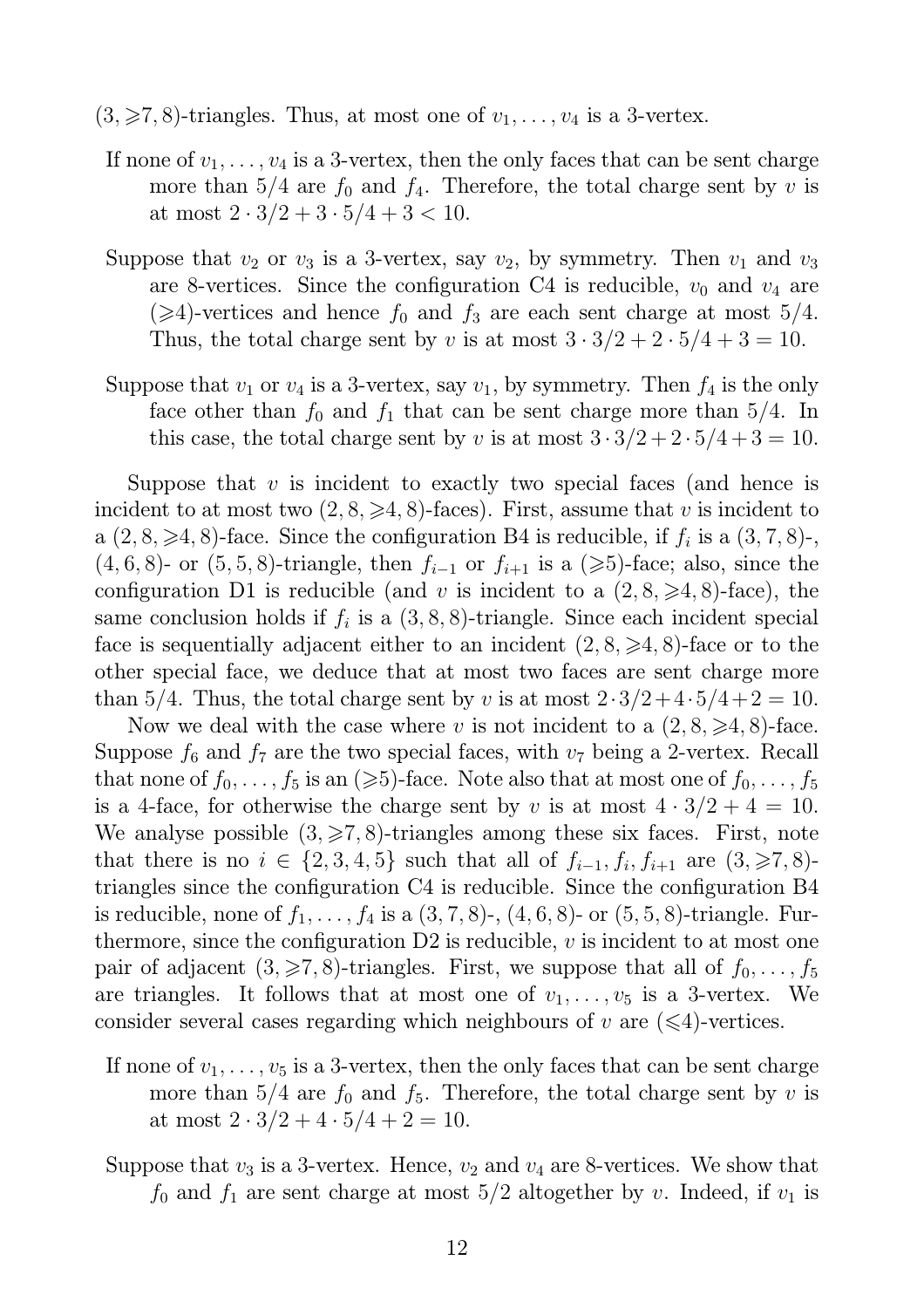$(3, \geqslant 7, 8)$-triangles. Thus, at most one of $v_1, \ldots, v_4$ is a 3-vertex.

If none of $v_1, \ldots, v_4$ is a 3-vertex, then the only faces that can be sent charge more than $5/4$ are $f_0$ and $f_4$. Therefore, the total charge sent by $v$ is at most $2 \cdot 3/2 + 3 \cdot 5/4 + 3 < 10$.

Suppose that $v_2$ or $v_3$ is a 3-vertex, say $v_2$, by symmetry. Then $v_1$ and $v_3$ are 8-vertices. Since the configuration C4 is reducible, $v_0$ and $v_4$ are $(\geqslant 4)$-vertices and hence $f_0$ and $f_3$ are each sent charge at most $5/4$. Thus, the total charge sent by $v$ is at most $3 \cdot 3/2 + 2 \cdot 5/4 + 3 = 10$.

Suppose that $v_1$ or $v_4$ is a 3-vertex, say $v_1$, by symmetry. Then $f_4$ is the only face other than $f_0$ and $f_1$ that can be sent charge more than $5/4$. In this case, the total charge sent by $v$ is at most $3 \cdot 3/2 + 2 \cdot 5/4 + 3 = 10$.

Suppose that $v$ is incident to exactly two special faces (and hence is incident to at most two $(2, 8, \geqslant 4, 8)$-faces). First, assume that $v$ is incident to a $(2, 8, \geqslant 4, 8)$-face. Since the configuration B4 is reducible, if $f_i$ is a $(3, 7, 8)$-, $(4, 6, 8)$- or $(5, 5, 8)$-triangle, then $f_{i-1}$ or $f_{i+1}$ is a $(\geqslant 5)$-face; also, since the configuration D1 is reducible (and $v$ is incident to a $(2, 8, \geqslant 4, 8)$-face), the same conclusion holds if $f_i$ is a $(3, 8, 8)$-triangle. Since each incident special face is sequentially adjacent either to an incident $(2, 8, \geqslant 4, 8)$-face or to the other special face, we deduce that at most two faces are sent charge more than $5/4$. Thus, the total charge sent by $v$ is at most $2 \cdot 3/2 + 4 \cdot 5/4 + 2 = 10$.

Now we deal with the case where $v$ is not incident to a $(2, 8, \geqslant 4, 8)$-face. Suppose $f_6$ and $f_7$ are the two special faces, with $v_7$ being a 2-vertex. Recall that none of $f_0, \ldots, f_5$ is an $(\geqslant 5)$-face. Note also that at most one of $f_0, \ldots, f_5$ is a 4-face, for otherwise the charge sent by $v$ is at most $4 \cdot 3/2 + 4 = 10$. We analyse possible $(3, \geqslant 7, 8)$-triangles among these six faces. First, note that there is no $i \in \{2, 3, 4, 5\}$ such that all of $f_{i-1}, f_i, f_{i+1}$ are $(3, \geqslant 7, 8)$-triangles since the configuration C4 is reducible. Since the configuration B4 is reducible, none of $f_1, \ldots, f_4$ is a $(3, 7, 8)$-, $(4, 6, 8)$- or $(5, 5, 8)$-triangle. Furthermore, since the configuration D2 is reducible, $v$ is incident to at most one pair of adjacent $(3, \geqslant 7, 8)$-triangles. First, we suppose that all of $f_0, \ldots, f_5$ are triangles. It follows that at most one of $v_1, \ldots, v_5$ is a 3-vertex. We consider several cases regarding which neighbours of $v$ are $(\leqslant 4)$-vertices.

If none of $v_1, \ldots, v_5$ is a 3-vertex, then the only faces that can be sent charge more than $5/4$ are $f_0$ and $f_5$. Therefore, the total charge sent by $v$ is at most $2 \cdot 3/2 + 4 \cdot 5/4 + 2 = 10$.

Suppose that $v_3$ is a 3-vertex. Hence, $v_2$ and $v_4$ are 8-vertices. We show that $f_0$ and $f_1$ are sent charge at most $5/2$ altogether by $v$. Indeed, if $v_1$ is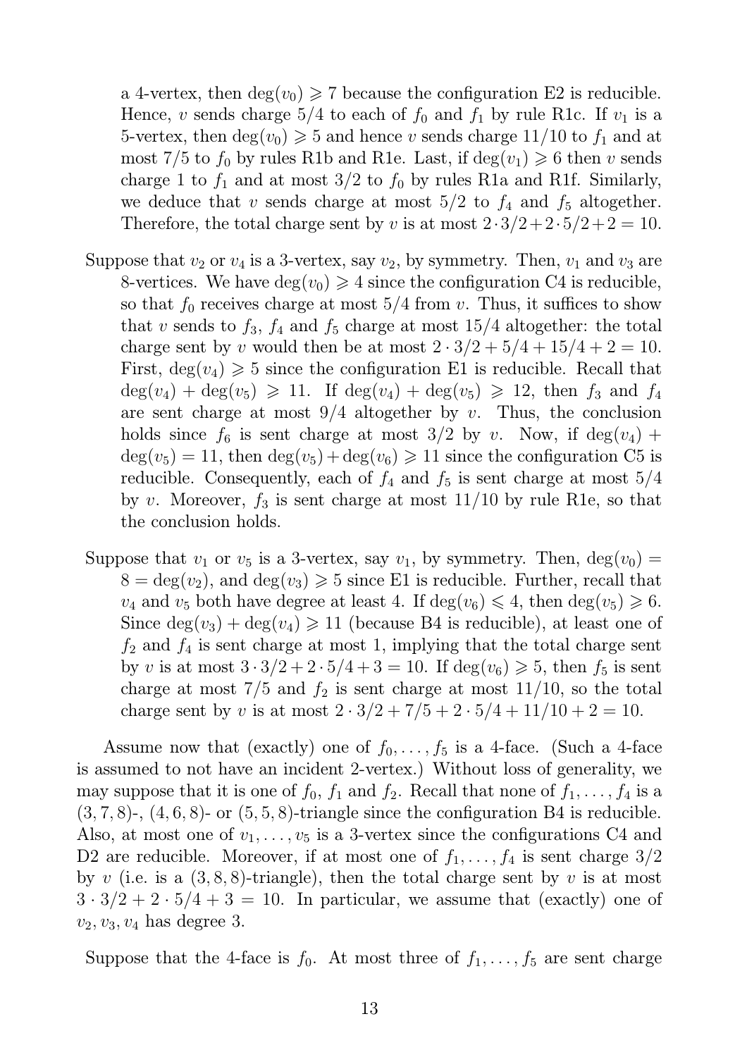a 4-vertex, then $\deg(v_0) \geqslant 7$ because the configuration E2 is reducible. Hence, $v$ sends charge $5/4$ to each of $f_0$ and $f_1$ by rule R1c. If $v_1$ is a 5-vertex, then $\deg(v_0) \geqslant 5$ and hence $v$ sends charge $11/10$ to $f_1$ and at most $7/5$ to $f_0$ by rules R1b and R1e. Last, if $\deg(v_1) \geqslant 6$ then $v$ sends charge 1 to $f_1$ and at most $3/2$ to $f_0$ by rules R1a and R1f. Similarly, we deduce that $v$ sends charge at most $5/2$ to $f_4$ and $f_5$ altogether. Therefore, the total charge sent by $v$ is at most $2 \cdot 3/2 + 2 \cdot 5/2 + 2 = 10$.

Suppose that $v_2$ or $v_4$ is a 3-vertex, say $v_2$, by symmetry. Then, $v_1$ and $v_3$ are 8-vertices. We have $\deg(v_0) \geqslant 4$ since the configuration C4 is reducible, so that $f_0$ receives charge at most $5/4$ from $v$. Thus, it suffices to show that $v$ sends to $f_3$, $f_4$ and $f_5$ charge at most $15/4$ altogether: the total charge sent by $v$ would then be at most $2 \cdot 3/2 + 5/4 + 15/4 + 2 = 10$. First, $\deg(v_4) \geqslant 5$ since the configuration E1 is reducible. Recall that $\deg(v_4) + \deg(v_5) \geqslant 11$. If $\deg(v_4) + \deg(v_5) \geqslant 12$, then $f_3$ and $f_4$ are sent charge at most $9/4$ altogether by $v$. Thus, the conclusion holds since $f_6$ is sent charge at most $3/2$ by $v$. Now, if $\deg(v_4) + \deg(v_5) = 11$, then $\deg(v_5) + \deg(v_6) \geqslant 11$ since the configuration C5 is reducible. Consequently, each of $f_4$ and $f_5$ is sent charge at most $5/4$ by $v$. Moreover, $f_3$ is sent charge at most $11/10$ by rule R1e, so that the conclusion holds.

Suppose that $v_1$ or $v_5$ is a 3-vertex, say $v_1$, by symmetry. Then, $\deg(v_0) = 8 = \deg(v_2)$, and $\deg(v_3) \geqslant 5$ since E1 is reducible. Further, recall that $v_4$ and $v_5$ both have degree at least 4. If $\deg(v_6) \leqslant 4$, then $\deg(v_5) \geqslant 6$. Since $\deg(v_3) + \deg(v_4) \geqslant 11$ (because B4 is reducible), at least one of $f_2$ and $f_4$ is sent charge at most 1, implying that the total charge sent by $v$ is at most $3 \cdot 3/2 + 2 \cdot 5/4 + 3 = 10$. If $\deg(v_6) \geqslant 5$, then $f_5$ is sent charge at most $7/5$ and $f_2$ is sent charge at most $11/10$, so the total charge sent by $v$ is at most $2 \cdot 3/2 + 7/5 + 2 \cdot 5/4 + 11/10 + 2 = 10$.

Assume now that (exactly) one of $f_0, \ldots, f_5$ is a 4-face. (Such a 4-face is assumed to not have an incident 2-vertex.) Without loss of generality, we may suppose that it is one of $f_0$, $f_1$ and $f_2$. Recall that none of $f_1, \ldots, f_4$ is a $(3,7,8)$-, $(4,6,8)$- or $(5,5,8)$-triangle since the configuration B4 is reducible. Also, at most one of $v_1, \ldots, v_5$ is a 3-vertex since the configurations C4 and D2 are reducible. Moreover, if at most one of $f_1, \ldots, f_4$ is sent charge $3/2$ by $v$ (i.e. is a $(3,8,8)$-triangle), then the total charge sent by $v$ is at most $3 \cdot 3/2 + 2 \cdot 5/4 + 3 = 10$. In particular, we assume that (exactly) one of $v_2, v_3, v_4$ has degree 3.

Suppose that the 4-face is $f_0$. At most three of $f_1, \ldots, f_5$ are sent charge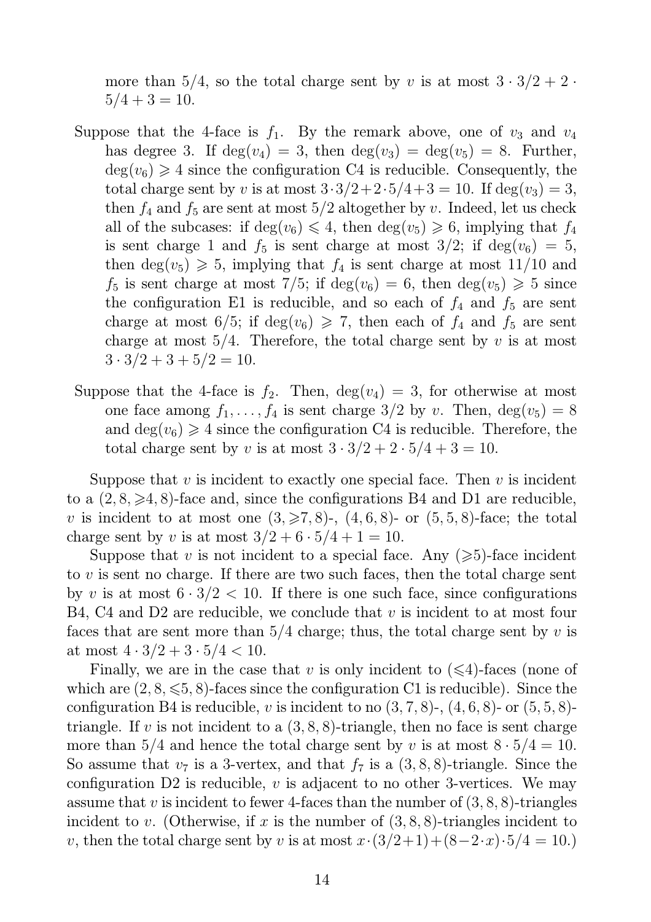more than $5/4$, so the total charge sent by $v$ is at most $3 \cdot 3/2 + 2 \cdot 5/4 + 3 = 10$.

Suppose that the 4-face is $f_1$. By the remark above, one of $v_3$ and $v_4$ has degree 3. If $\deg(v_4) = 3$, then $\deg(v_3) = \deg(v_5) = 8$. Further, $\deg(v_6) \geqslant 4$ since the configuration C4 is reducible. Consequently, the total charge sent by $v$ is at most $3 \cdot 3/2 + 2 \cdot 5/4 + 3 = 10$. If $\deg(v_3) = 3$, then $f_4$ and $f_5$ are sent at most $5/2$ altogether by $v$. Indeed, let us check all of the subcases: if $\deg(v_6) \leqslant 4$, then $\deg(v_5) \geqslant 6$, implying that $f_4$ is sent charge 1 and $f_5$ is sent charge at most $3/2$; if $\deg(v_6) = 5$, then $\deg(v_5) \geqslant 5$, implying that $f_4$ is sent charge at most $11/10$ and $f_5$ is sent charge at most $7/5$; if $\deg(v_6) = 6$, then $\deg(v_5) \geqslant 5$ since the configuration E1 is reducible, and so each of $f_4$ and $f_5$ are sent charge at most $6/5$; if $\deg(v_6) \geqslant 7$, then each of $f_4$ and $f_5$ are sent charge at most $5/4$. Therefore, the total charge sent by $v$ is at most $3 \cdot 3/2 + 3 + 5/2 = 10$.

Suppose that the 4-face is $f_2$. Then, $\deg(v_4) = 3$, for otherwise at most one face among $f_1, \ldots, f_4$ is sent charge $3/2$ by $v$. Then, $\deg(v_5) = 8$ and $\deg(v_6) \geqslant 4$ since the configuration C4 is reducible. Therefore, the total charge sent by $v$ is at most $3 \cdot 3/2 + 2 \cdot 5/4 + 3 = 10$.

Suppose that $v$ is incident to exactly one special face. Then $v$ is incident to a $(2, 8, \geqslant 4, 8)$-face and, since the configurations B4 and D1 are reducible, $v$ is incident to at most one $(3, \geqslant 7, 8)$-, $(4, 6, 8)$- or $(5, 5, 8)$-face; the total charge sent by $v$ is at most $3/2 + 6 \cdot 5/4 + 1 = 10$.

Suppose that $v$ is not incident to a special face. Any $(\geqslant 5)$-face incident to $v$ is sent no charge. If there are two such faces, then the total charge sent by $v$ is at most $6 \cdot 3/2 < 10$. If there is one such face, since configurations B4, C4 and D2 are reducible, we conclude that $v$ is incident to at most four faces that are sent more than $5/4$ charge; thus, the total charge sent by $v$ is at most $4 \cdot 3/2 + 3 \cdot 5/4 < 10$.

Finally, we are in the case that $v$ is only incident to $(\leqslant 4)$-faces (none of which are $(2, 8, \leqslant 5, 8)$-faces since the configuration C1 is reducible). Since the configuration B4 is reducible, $v$ is incident to no $(3, 7, 8)$-, $(4, 6, 8)$- or $(5, 5, 8)$-triangle. If $v$ is not incident to a $(3, 8, 8)$-triangle, then no face is sent charge more than $5/4$ and hence the total charge sent by $v$ is at most $8 \cdot 5/4 = 10$. So assume that $v_7$ is a 3-vertex, and that $f_7$ is a $(3, 8, 8)$-triangle. Since the configuration D2 is reducible, $v$ is adjacent to no other 3-vertices. We may assume that $v$ is incident to fewer 4-faces than the number of $(3, 8, 8)$-triangles incident to $v$. (Otherwise, if $x$ is the number of $(3, 8, 8)$-triangles incident to $v$, then the total charge sent by $v$ is at most $x \cdot (3/2 + 1) + (8 - 2 \cdot x) \cdot 5/4 = 10$.)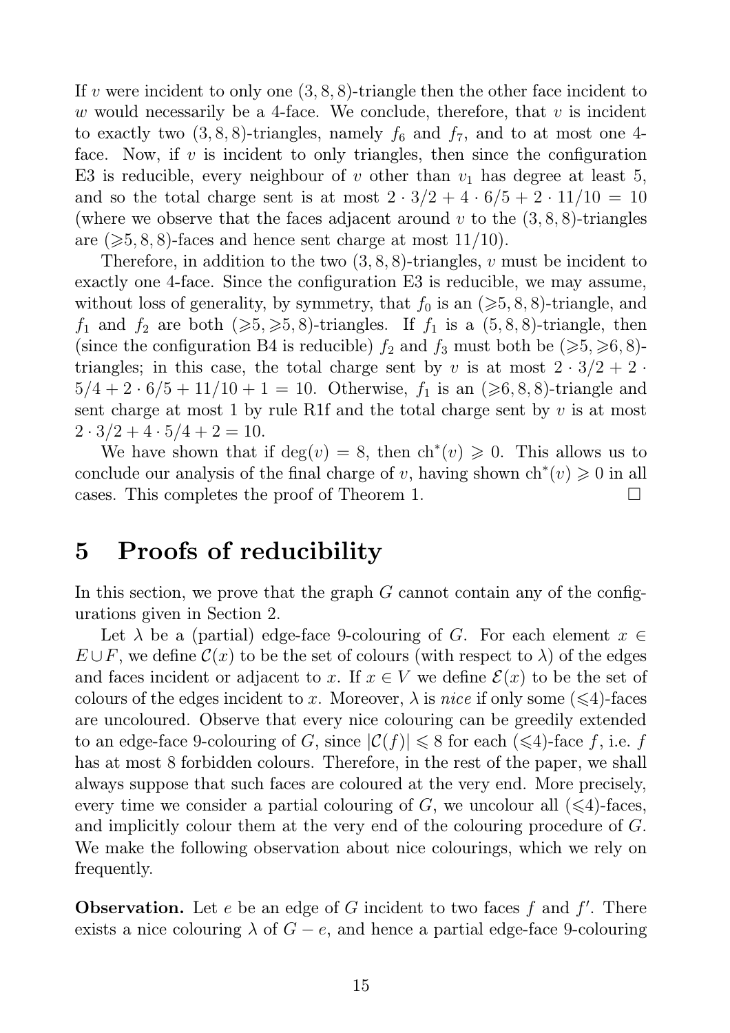If $v$ were incident to only one $(3, 8, 8)$-triangle then the other face incident to $w$ would necessarily be a 4-face. We conclude, therefore, that $v$ is incident to exactly two $(3, 8, 8)$-triangles, namely $f_6$ and $f_7$, and to at most one 4-face. Now, if $v$ is incident to only triangles, then since the configuration E3 is reducible, every neighbour of $v$ other than $v_1$ has degree at least 5, and so the total charge sent is at most $2 \cdot 3/2 + 4 \cdot 6/5 + 2 \cdot 11/10 = 10$ (where we observe that the faces adjacent around $v$ to the $(3, 8, 8)$-triangles are $(\geqslant 5, 8, 8)$-faces and hence sent charge at most $11/10$).

Therefore, in addition to the two $(3, 8, 8)$-triangles, $v$ must be incident to exactly one 4-face. Since the configuration E3 is reducible, we may assume, without loss of generality, by symmetry, that $f_0$ is an $(\geqslant 5, 8, 8)$-triangle, and $f_1$ and $f_2$ are both $(\geqslant 5, \geqslant 5, 8)$-triangles. If $f_1$ is a $(5, 8, 8)$-triangle, then (since the configuration B4 is reducible) $f_2$ and $f_3$ must both be $(\geqslant 5, \geqslant 6, 8)$-triangles; in this case, the total charge sent by $v$ is at most $2 \cdot 3/2 + 2 \cdot 5/4 + 2 \cdot 6/5 + 11/10 + 1 = 10$. Otherwise, $f_1$ is an $(\geqslant 6, 8, 8)$-triangle and sent charge at most 1 by rule R1f and the total charge sent by $v$ is at most $2 \cdot 3/2 + 4 \cdot 5/4 + 2 = 10$.

We have shown that if $\deg(v) = 8$, then $\mathrm{ch}^*(v) \geqslant 0$. This allows us to conclude our analysis of the final charge of $v$, having shown $\mathrm{ch}^*(v) \geqslant 0$ in all cases. This completes the proof of Theorem 1. $\square$

# 5 Proofs of reducibility

In this section, we prove that the graph $G$ cannot contain any of the configurations given in Section 2.

Let $\lambda$ be a (partial) edge-face 9-colouring of $G$. For each element $x \in E \cup F$, we define $\mathcal{C}(x)$ to be the set of colours (with respect to $\lambda$) of the edges and faces incident or adjacent to $x$. If $x \in V$ we define $\mathcal{E}(x)$ to be the set of colours of the edges incident to $x$. Moreover, $\lambda$ is *nice* if only some $(\leqslant 4)$-faces are uncoloured. Observe that every nice colouring can be greedily extended to an edge-face 9-colouring of $G$, since $|\mathcal{C}(f)| \leqslant 8$ for each $(\leqslant 4)$-face $f$, i.e. $f$ has at most 8 forbidden colours. Therefore, in the rest of the paper, we shall always suppose that such faces are coloured at the very end. More precisely, every time we consider a partial colouring of $G$, we uncolour all $(\leqslant 4)$-faces, and implicitly colour them at the very end of the colouring procedure of $G$. We make the following observation about nice colourings, which we rely on frequently.

**Observation.** Let $e$ be an edge of $G$ incident to two faces $f$ and $f'$. There exists a nice colouring $\lambda$ of $G - e$, and hence a partial edge-face 9-colouring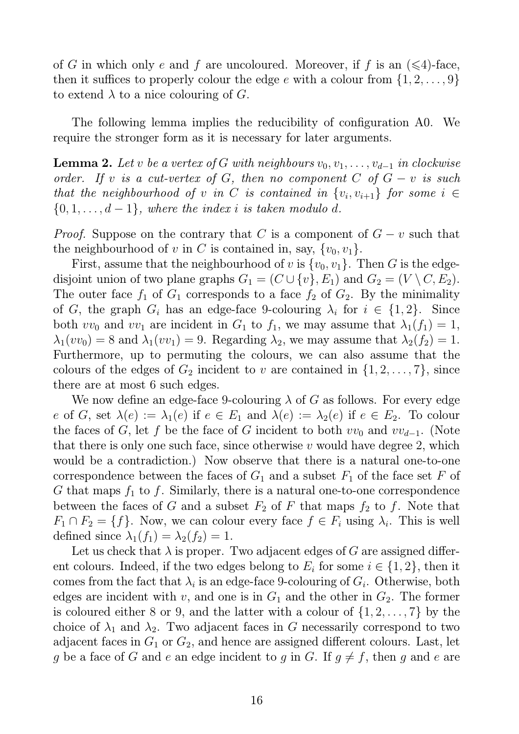of $G$ in which only $e$ and $f$ are uncoloured. Moreover, if $f$ is an ($\leqslant$4)-face, then it suffices to properly colour the edge $e$ with a colour from $\{1, 2, \ldots, 9\}$ to extend $\lambda$ to a nice colouring of $G$.

The following lemma implies the reducibility of configuration A0. We require the stronger form as it is necessary for later arguments.

**Lemma 2.** *Let $v$ be a vertex of $G$ with neighbours $v_0, v_1, \ldots, v_{d-1}$ in clockwise order. If $v$ is a cut-vertex of $G$, then no component $C$ of $G - v$ is such that the neighbourhood of $v$ in $C$ is contained in $\{v_i, v_{i+1}\}$ for some $i \in \{0, 1, \ldots, d-1\}$, where the index $i$ is taken modulo $d$.*

*Proof.* Suppose on the contrary that $C$ is a component of $G - v$ such that the neighbourhood of $v$ in $C$ is contained in, say, $\{v_0, v_1\}$.

First, assume that the neighbourhood of $v$ is $\{v_0, v_1\}$. Then $G$ is the edge-disjoint union of two plane graphs $G_1 = (C \cup \{v\}, E_1)$ and $G_2 = (V \setminus C, E_2)$. The outer face $f_1$ of $G_1$ corresponds to a face $f_2$ of $G_2$. By the minimality of $G$, the graph $G_i$ has an edge-face 9-colouring $\lambda_i$ for $i \in \{1, 2\}$. Since both $vv_0$ and $vv_1$ are incident in $G_1$ to $f_1$, we may assume that $\lambda_1(f_1) = 1$, $\lambda_1(vv_0) = 8$ and $\lambda_1(vv_1) = 9$. Regarding $\lambda_2$, we may assume that $\lambda_2(f_2) = 1$. Furthermore, up to permuting the colours, we can also assume that the colours of the edges of $G_2$ incident to $v$ are contained in $\{1, 2, \ldots, 7\}$, since there are at most 6 such edges.

We now define an edge-face 9-colouring $\lambda$ of $G$ as follows. For every edge $e$ of $G$, set $\lambda(e) := \lambda_1(e)$ if $e \in E_1$ and $\lambda(e) := \lambda_2(e)$ if $e \in E_2$. To colour the faces of $G$, let $f$ be the face of $G$ incident to both $vv_0$ and $vv_{d-1}$. (Note that there is only one such face, since otherwise $v$ would have degree 2, which would be a contradiction.) Now observe that there is a natural one-to-one correspondence between the faces of $G_1$ and a subset $F_1$ of the face set $F$ of $G$ that maps $f_1$ to $f$. Similarly, there is a natural one-to-one correspondence between the faces of $G$ and a subset $F_2$ of $F$ that maps $f_2$ to $f$. Note that $F_1 \cap F_2 = \{f\}$. Now, we can colour every face $f \in F_i$ using $\lambda_i$. This is well defined since $\lambda_1(f_1) = \lambda_2(f_2) = 1$.

Let us check that $\lambda$ is proper. Two adjacent edges of $G$ are assigned different colours. Indeed, if the two edges belong to $E_i$ for some $i \in \{1, 2\}$, then it comes from the fact that $\lambda_i$ is an edge-face 9-colouring of $G_i$. Otherwise, both edges are incident with $v$, and one is in $G_1$ and the other in $G_2$. The former is coloured either 8 or 9, and the latter with a colour of $\{1, 2, \ldots, 7\}$ by the choice of $\lambda_1$ and $\lambda_2$. Two adjacent faces in $G$ necessarily correspond to two adjacent faces in $G_1$ or $G_2$, and hence are assigned different colours. Last, let $g$ be a face of $G$ and $e$ an edge incident to $g$ in $G$. If $g \neq f$, then $g$ and $e$ are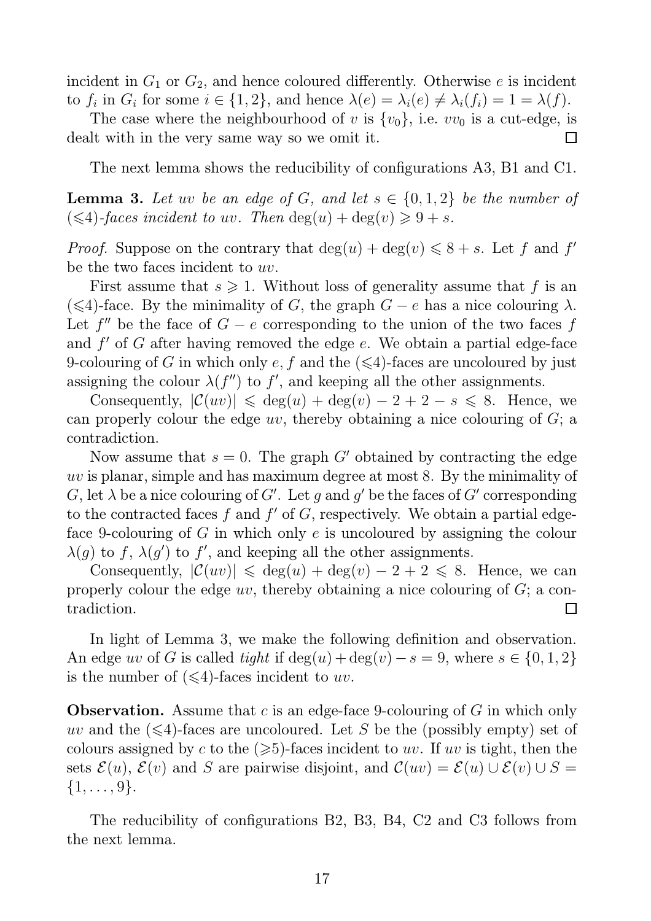incident in $G_1$ or $G_2$, and hence coloured differently. Otherwise $e$ is incident to $f_i$ in $G_i$ for some $i \in \{1,2\}$, and hence $\lambda(e) = \lambda_i(e) \neq \lambda_i(f_i) = 1 = \lambda(f)$.

The case where the neighbourhood of $v$ is $\{v_0\}$, i.e. $vv_0$ is a cut-edge, is dealt with in the very same way so we omit it. □

The next lemma shows the reducibility of configurations A3, B1 and C1.

**Lemma 3.** *Let $uv$ be an edge of $G$, and let $s \in \{0,1,2\}$ be the number of $(\leqslant 4)$-faces incident to $uv$. Then $\deg(u) + \deg(v) \geqslant 9 + s$.*

*Proof.* Suppose on the contrary that $\deg(u) + \deg(v) \leqslant 8 + s$. Let $f$ and $f'$ be the two faces incident to $uv$.

First assume that $s \geqslant 1$. Without loss of generality assume that $f$ is an $(\leqslant 4)$-face. By the minimality of $G$, the graph $G - e$ has a nice colouring $\lambda$. Let $f''$ be the face of $G - e$ corresponding to the union of the two faces $f$ and $f'$ of $G$ after having removed the edge $e$. We obtain a partial edge-face 9-colouring of $G$ in which only $e$, $f$ and the $(\leqslant 4)$-faces are uncoloured by just assigning the colour $\lambda(f'')$ to $f'$, and keeping all the other assignments.

Consequently, $|\mathcal{C}(uv)| \leqslant \deg(u) + \deg(v) - 2 + 2 - s \leqslant 8$. Hence, we can properly colour the edge $uv$, thereby obtaining a nice colouring of $G$; a contradiction.

Now assume that $s = 0$. The graph $G'$ obtained by contracting the edge $uv$ is planar, simple and has maximum degree at most 8. By the minimality of $G$, let $\lambda$ be a nice colouring of $G'$. Let $g$ and $g'$ be the faces of $G'$ corresponding to the contracted faces $f$ and $f'$ of $G$, respectively. We obtain a partial edge-face 9-colouring of $G$ in which only $e$ is uncoloured by assigning the colour $\lambda(g)$ to $f$, $\lambda(g')$ to $f'$, and keeping all the other assignments.

Consequently, $|\mathcal{C}(uv)| \leqslant \deg(u) + \deg(v) - 2 + 2 \leqslant 8$. Hence, we can properly colour the edge $uv$, thereby obtaining a nice colouring of $G$; a contradiction. □

In light of Lemma 3, we make the following definition and observation. An edge $uv$ of $G$ is called *tight* if $\deg(u) + \deg(v) - s = 9$, where $s \in \{0,1,2\}$ is the number of $(\leqslant 4)$-faces incident to $uv$.

**Observation.** Assume that $c$ is an edge-face 9-colouring of $G$ in which only $uv$ and the $(\leqslant 4)$-faces are uncoloured. Let $S$ be the (possibly empty) set of colours assigned by $c$ to the $(\geqslant 5)$-faces incident to $uv$. If $uv$ is tight, then the sets $\mathcal{E}(u)$, $\mathcal{E}(v)$ and $S$ are pairwise disjoint, and $\mathcal{C}(uv) = \mathcal{E}(u) \cup \mathcal{E}(v) \cup S = \{1, \ldots, 9\}$.

The reducibility of configurations B2, B3, B4, C2 and C3 follows from the next lemma.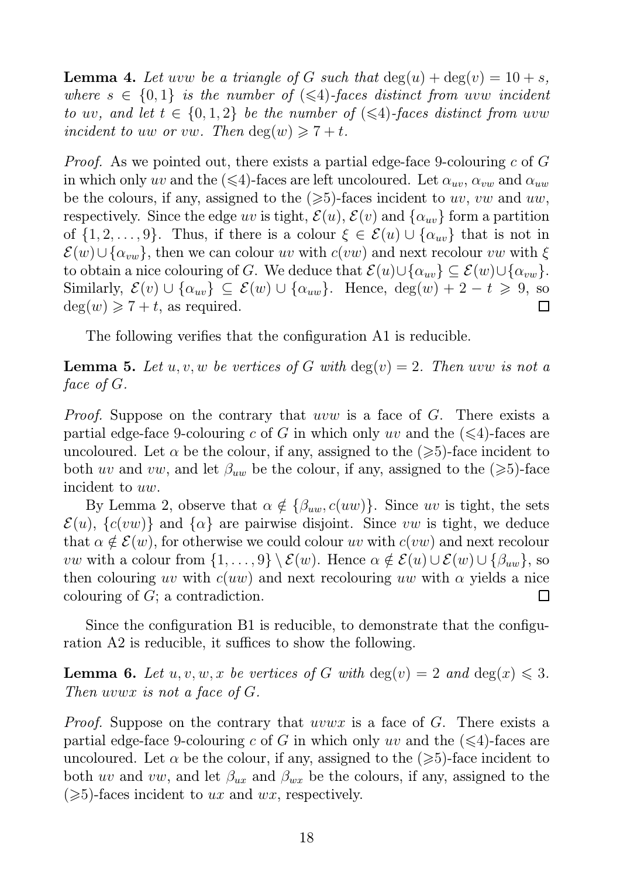**Lemma 4.** *Let $uvw$ be a triangle of $G$ such that $\deg(u) + \deg(v) = 10 + s$, where $s \in \{0, 1\}$ is the number of ($\leqslant$4)-faces distinct from $uvw$ incident to $uv$, and let $t \in \{0, 1, 2\}$ be the number of ($\leqslant$4)-faces distinct from $uvw$ incident to $uw$ or $vw$. Then $\deg(w) \geqslant 7 + t$.*

*Proof.* As we pointed out, there exists a partial edge-face 9-colouring $c$ of $G$ in which only $uv$ and the ($\leqslant$4)-faces are left uncoloured. Let $\alpha_{uv}$, $\alpha_{vw}$ and $\alpha_{uw}$ be the colours, if any, assigned to the ($\geqslant$5)-faces incident to $uv$, $vw$ and $uw$, respectively. Since the edge $uv$ is tight, $\mathcal{E}(u)$, $\mathcal{E}(v)$ and $\{\alpha_{uv}\}$ form a partition of $\{1, 2, \ldots, 9\}$. Thus, if there is a colour $\xi \in \mathcal{E}(u) \cup \{\alpha_{uv}\}$ that is not in $\mathcal{E}(w) \cup \{\alpha_{vw}\}$, then we can colour $uv$ with $c(vw)$ and next recolour $vw$ with $\xi$ to obtain a nice colouring of $G$. We deduce that $\mathcal{E}(u) \cup \{\alpha_{uv}\} \subseteq \mathcal{E}(w) \cup \{\alpha_{vw}\}$. Similarly, $\mathcal{E}(v) \cup \{\alpha_{uv}\} \subseteq \mathcal{E}(w) \cup \{\alpha_{uw}\}$. Hence, $\deg(w) + 2 - t \geqslant 9$, so $\deg(w) \geqslant 7 + t$, as required. □

The following verifies that the configuration A1 is reducible.

**Lemma 5.** *Let $u, v, w$ be vertices of $G$ with $\deg(v) = 2$. Then $uvw$ is not a face of $G$.*

*Proof.* Suppose on the contrary that $uvw$ is a face of $G$. There exists a partial edge-face 9-colouring $c$ of $G$ in which only $uv$ and the ($\leqslant$4)-faces are uncoloured. Let $\alpha$ be the colour, if any, assigned to the ($\geqslant$5)-face incident to both $uv$ and $vw$, and let $\beta_{uw}$ be the colour, if any, assigned to the ($\geqslant$5)-face incident to $uw$.

By Lemma 2, observe that $\alpha \notin \{\beta_{uw}, c(uw)\}$. Since $uv$ is tight, the sets $\mathcal{E}(u)$, $\{c(vw)\}$ and $\{\alpha\}$ are pairwise disjoint. Since $vw$ is tight, we deduce that $\alpha \notin \mathcal{E}(w)$, for otherwise we could colour $uv$ with $c(vw)$ and next recolour $vw$ with a colour from $\{1, \ldots, 9\} \setminus \mathcal{E}(w)$. Hence $\alpha \notin \mathcal{E}(u) \cup \mathcal{E}(w) \cup \{\beta_{uw}\}$, so then colouring $uv$ with $c(uw)$ and next recolouring $uw$ with $\alpha$ yields a nice colouring of $G$; a contradiction. □

Since the configuration B1 is reducible, to demonstrate that the configuration A2 is reducible, it suffices to show the following.

**Lemma 6.** *Let $u, v, w, x$ be vertices of $G$ with $\deg(v) = 2$ and $\deg(x) \leqslant 3$. Then $uvwx$ is not a face of $G$.*

*Proof.* Suppose on the contrary that $uvwx$ is a face of $G$. There exists a partial edge-face 9-colouring $c$ of $G$ in which only $uv$ and the ($\leqslant$4)-faces are uncoloured. Let $\alpha$ be the colour, if any, assigned to the ($\geqslant$5)-face incident to both $uv$ and $vw$, and let $\beta_{ux}$ and $\beta_{wx}$ be the colours, if any, assigned to the ($\geqslant$5)-faces incident to $ux$ and $wx$, respectively.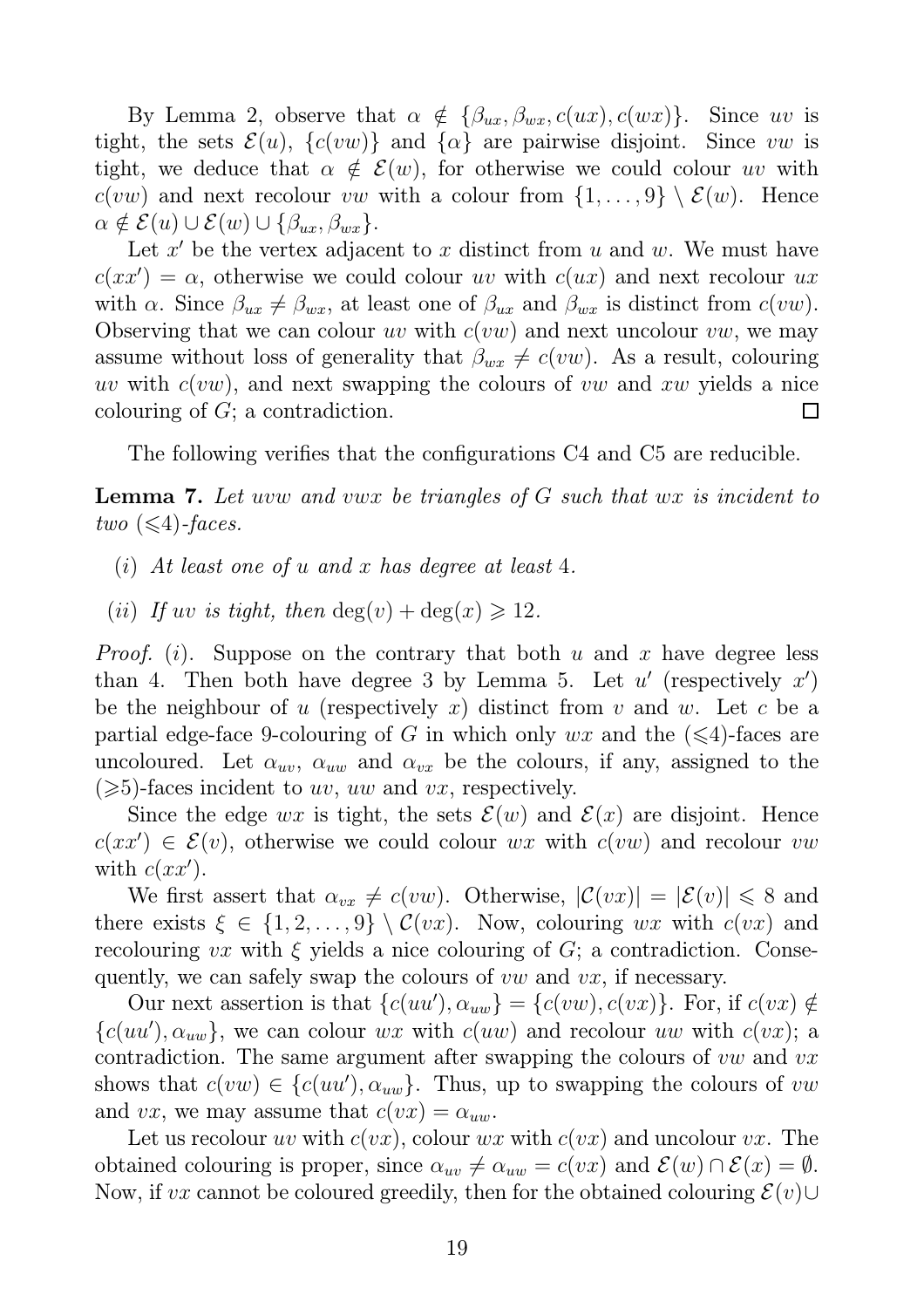By Lemma 2, observe that $\alpha \notin \{\beta_{ux}, \beta_{wx}, c(ux), c(wx)\}$. Since $uv$ is tight, the sets $\mathcal{E}(u)$, $\{c(vw)\}$ and $\{\alpha\}$ are pairwise disjoint. Since $vw$ is tight, we deduce that $\alpha \notin \mathcal{E}(w)$, for otherwise we could colour $uv$ with $c(vw)$ and next recolour $vw$ with a colour from $\{1,\ldots,9\} \setminus \mathcal{E}(w)$. Hence $\alpha \notin \mathcal{E}(u) \cup \mathcal{E}(w) \cup \{\beta_{ux}, \beta_{wx}\}$.

Let $x'$ be the vertex adjacent to $x$ distinct from $u$ and $w$. We must have $c(xx') = \alpha$, otherwise we could colour $uv$ with $c(ux)$ and next recolour $ux$ with $\alpha$. Since $\beta_{ux} \neq \beta_{wx}$, at least one of $\beta_{ux}$ and $\beta_{wx}$ is distinct from $c(vw)$. Observing that we can colour $uv$ with $c(vw)$ and next uncolour $vw$, we may assume without loss of generality that $\beta_{wx} \neq c(vw)$. As a result, colouring $uv$ with $c(vw)$, and next swapping the colours of $vw$ and $xw$ yields a nice colouring of $G$; a contradiction. □

The following verifies that the configurations C4 and C5 are reducible.

**Lemma 7.** *Let $uvw$ and $vwx$ be triangles of $G$ such that $wx$ is incident to two ($\leqslant$4)-faces.*

- (*i*) *At least one of $u$ and $x$ has degree at least 4.*
- (*ii*) *If $uv$ is tight, then $\deg(v) + \deg(x) \geqslant 12$.*

*Proof.* (*i*). Suppose on the contrary that both $u$ and $x$ have degree less than 4. Then both have degree 3 by Lemma 5. Let $u'$ (respectively $x'$) be the neighbour of $u$ (respectively $x$) distinct from $v$ and $w$. Let $c$ be a partial edge-face 9-colouring of $G$ in which only $wx$ and the ($\leqslant$4)-faces are uncoloured. Let $\alpha_{uv}$, $\alpha_{uw}$ and $\alpha_{vx}$ be the colours, if any, assigned to the ($\geqslant$5)-faces incident to $uv$, $uw$ and $vx$, respectively.

Since the edge $wx$ is tight, the sets $\mathcal{E}(w)$ and $\mathcal{E}(x)$ are disjoint. Hence $c(xx') \in \mathcal{E}(v)$, otherwise we could colour $wx$ with $c(vw)$ and recolour $vw$ with $c(xx')$.

We first assert that $\alpha_{vx} \neq c(vw)$. Otherwise, $|\mathcal{C}(vx)| = |\mathcal{E}(v)| \leqslant 8$ and there exists $\xi \in \{1,2,\ldots,9\} \setminus \mathcal{C}(vx)$. Now, colouring $wx$ with $c(vx)$ and recolouring $vx$ with $\xi$ yields a nice colouring of $G$; a contradiction. Consequently, we can safely swap the colours of $vw$ and $vx$, if necessary.

Our next assertion is that $\{c(uu'), \alpha_{uw}\} = \{c(vw), c(vx)\}$. For, if $c(vx) \notin \{c(uu'), \alpha_{uw}\}$, we can colour $wx$ with $c(uw)$ and recolour $uw$ with $c(vx)$; a contradiction. The same argument after swapping the colours of $vw$ and $vx$ shows that $c(vw) \in \{c(uu'), \alpha_{uw}\}$. Thus, up to swapping the colours of $vw$ and $vx$, we may assume that $c(vx) = \alpha_{uw}$.

Let us recolour $uv$ with $c(vx)$, colour $wx$ with $c(vx)$ and uncolour $vx$. The obtained colouring is proper, since $\alpha_{uv} \neq \alpha_{uw} = c(vx)$ and $\mathcal{E}(w) \cap \mathcal{E}(x) = \emptyset$. Now, if $vx$ cannot be coloured greedily, then for the obtained colouring $\mathcal{E}(v) \cup$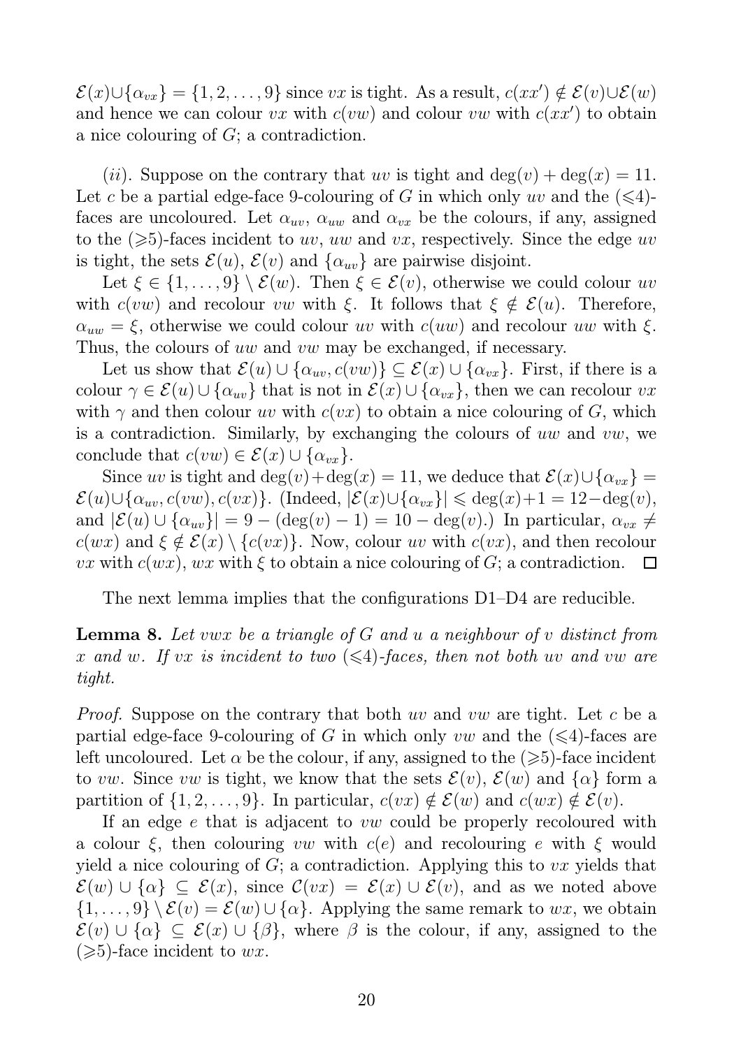$\mathcal{E}(x) \cup \{\alpha_{vx}\} = \{1, 2, \ldots, 9\}$ since $vx$ is tight. As a result, $c(xx') \notin \mathcal{E}(v) \cup \mathcal{E}(w)$ and hence we can colour $vx$ with $c(vw)$ and colour $vw$ with $c(xx')$ to obtain a nice colouring of $G$; a contradiction.

$(ii)$. Suppose on the contrary that $uv$ is tight and $\deg(v) + \deg(x) = 11$. Let $c$ be a partial edge-face 9-colouring of $G$ in which only $uv$ and the ($\leqslant$4)-faces are uncoloured. Let $\alpha_{uv}$, $\alpha_{uw}$ and $\alpha_{vx}$ be the colours, if any, assigned to the ($\geqslant$5)-faces incident to $uv$, $uw$ and $vx$, respectively. Since the edge $uv$ is tight, the sets $\mathcal{E}(u)$, $\mathcal{E}(v)$ and $\{\alpha_{uv}\}$ are pairwise disjoint.

Let $\xi \in \{1, \ldots, 9\} \setminus \mathcal{E}(w)$. Then $\xi \in \mathcal{E}(v)$, otherwise we could colour $uv$ with $c(vw)$ and recolour $vw$ with $\xi$. It follows that $\xi \notin \mathcal{E}(u)$. Therefore, $\alpha_{uw} = \xi$, otherwise we could colour $uv$ with $c(uw)$ and recolour $uw$ with $\xi$. Thus, the colours of $uw$ and $vw$ may be exchanged, if necessary.

Let us show that $\mathcal{E}(u) \cup \{\alpha_{uv}, c(vw)\} \subseteq \mathcal{E}(x) \cup \{\alpha_{vx}\}$. First, if there is a colour $\gamma \in \mathcal{E}(u) \cup \{\alpha_{uv}\}$ that is not in $\mathcal{E}(x) \cup \{\alpha_{vx}\}$, then we can recolour $vx$ with $\gamma$ and then colour $uv$ with $c(vx)$ to obtain a nice colouring of $G$, which is a contradiction. Similarly, by exchanging the colours of $uw$ and $vw$, we conclude that $c(vw) \in \mathcal{E}(x) \cup \{\alpha_{vx}\}$.

Since $uv$ is tight and $\deg(v) + \deg(x) = 11$, we deduce that $\mathcal{E}(x) \cup \{\alpha_{vx}\} = \mathcal{E}(u) \cup \{\alpha_{uv}, c(vw), c(vx)\}$. (Indeed, $|\mathcal{E}(x) \cup \{\alpha_{vx}\}| \leqslant \deg(x) + 1 = 12 - \deg(v)$, and $|\mathcal{E}(u) \cup \{\alpha_{uv}\}| = 9 - (\deg(v) - 1) = 10 - \deg(v)$.) In particular, $\alpha_{vx} \neq c(wx)$ and $\xi \notin \mathcal{E}(x) \setminus \{c(vx)\}$. Now, colour $uv$ with $c(vx)$, and then recolour $vx$ with $c(wx)$, $wx$ with $\xi$ to obtain a nice colouring of $G$; a contradiction. $\square$

The next lemma implies that the configurations D1–D4 are reducible.

**Lemma 8.** *Let $vwx$ be a triangle of $G$ and $u$ a neighbour of $v$ distinct from $x$ and $w$. If $vx$ is incident to two ($\leqslant$4)-faces, then not both $uv$ and $vw$ are tight.*

*Proof.* Suppose on the contrary that both $uv$ and $vw$ are tight. Let $c$ be a partial edge-face 9-colouring of $G$ in which only $vw$ and the ($\leqslant$4)-faces are left uncoloured. Let $\alpha$ be the colour, if any, assigned to the ($\geqslant$5)-face incident to $vw$. Since $vw$ is tight, we know that the sets $\mathcal{E}(v)$, $\mathcal{E}(w)$ and $\{\alpha\}$ form a partition of $\{1, 2, \ldots, 9\}$. In particular, $c(vx) \notin \mathcal{E}(w)$ and $c(wx) \notin \mathcal{E}(v)$.

If an edge $e$ that is adjacent to $vw$ could be properly recoloured with a colour $\xi$, then colouring $vw$ with $c(e)$ and recolouring $e$ with $\xi$ would yield a nice colouring of $G$; a contradiction. Applying this to $vx$ yields that $\mathcal{E}(w) \cup \{\alpha\} \subseteq \mathcal{E}(x)$, since $\mathcal{C}(vx) = \mathcal{E}(x) \cup \mathcal{E}(v)$, and as we noted above $\{1, \ldots, 9\} \setminus \mathcal{E}(v) = \mathcal{E}(w) \cup \{\alpha\}$. Applying the same remark to $wx$, we obtain $\mathcal{E}(v) \cup \{\alpha\} \subseteq \mathcal{E}(x) \cup \{\beta\}$, where $\beta$ is the colour, if any, assigned to the ($\geqslant$5)-face incident to $wx$.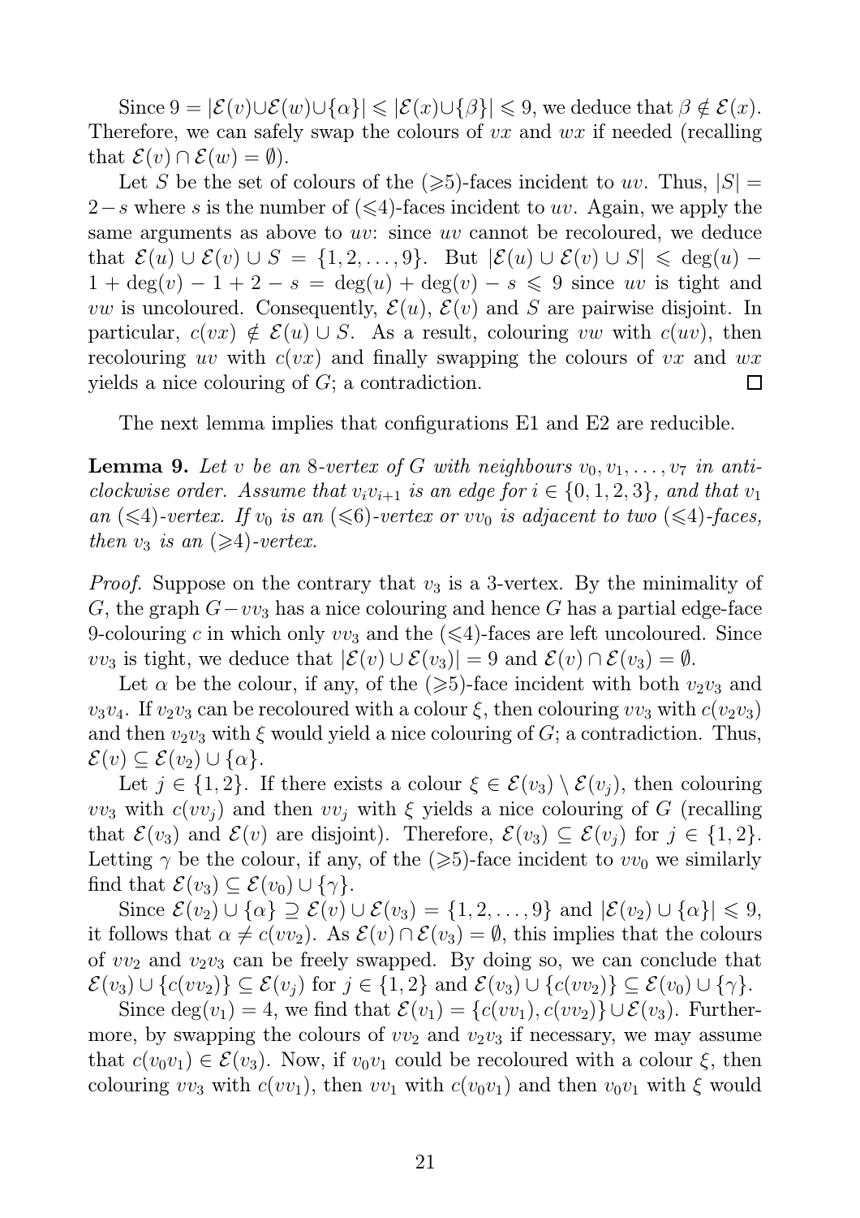Since $9 = |\mathcal{E}(v) \cup \mathcal{E}(w) \cup \{\alpha\}| \leqslant |\mathcal{E}(x) \cup \{\beta\}| \leqslant 9$, we deduce that $\beta \notin \mathcal{E}(x)$. Therefore, we can safely swap the colours of $vx$ and $wx$ if needed (recalling that $\mathcal{E}(v) \cap \mathcal{E}(w) = \emptyset$).

Let $S$ be the set of colours of the ($\geqslant$5)-faces incident to $uv$. Thus, $|S| = 2 - s$ where $s$ is the number of ($\leqslant$4)-faces incident to $uv$. Again, we apply the same arguments as above to $uv$: since $uv$ cannot be recoloured, we deduce that $\mathcal{E}(u) \cup \mathcal{E}(v) \cup S = \{1, 2, \ldots, 9\}$. But $|\mathcal{E}(u) \cup \mathcal{E}(v) \cup S| \leqslant \deg(u) - 1 + \deg(v) - 1 + 2 - s = \deg(u) + \deg(v) - s \leqslant 9$ since $uv$ is tight and $vw$ is uncoloured. Consequently, $\mathcal{E}(u)$, $\mathcal{E}(v)$ and $S$ are pairwise disjoint. In particular, $c(vx) \notin \mathcal{E}(u) \cup S$. As a result, colouring $vw$ with $c(uv)$, then recolouring $uv$ with $c(vx)$ and finally swapping the colours of $vx$ and $wx$ yields a nice colouring of $G$; a contradiction. □

The next lemma implies that configurations E1 and E2 are reducible.

**Lemma 9.** *Let $v$ be an 8-vertex of $G$ with neighbours $v_0, v_1, \ldots, v_7$ in anti-clockwise order. Assume that $v_iv_{i+1}$ is an edge for $i \in \{0, 1, 2, 3\}$, and that $v_1$ an ($\leqslant$4)-vertex. If $v_0$ is an ($\leqslant$6)-vertex or $vv_0$ is adjacent to two ($\leqslant$4)-faces, then $v_3$ is an ($\geqslant$4)-vertex.*

*Proof.* Suppose on the contrary that $v_3$ is a 3-vertex. By the minimality of $G$, the graph $G - vv_3$ has a nice colouring and hence $G$ has a partial edge-face 9-colouring $c$ in which only $vv_3$ and the ($\leqslant$4)-faces are left uncoloured. Since $vv_3$ is tight, we deduce that $|\mathcal{E}(v) \cup \mathcal{E}(v_3)| = 9$ and $\mathcal{E}(v) \cap \mathcal{E}(v_3) = \emptyset$.

Let $\alpha$ be the colour, if any, of the ($\geqslant$5)-face incident with both $v_2v_3$ and $v_3v_4$. If $v_2v_3$ can be recoloured with a colour $\xi$, then colouring $vv_3$ with $c(v_2v_3)$ and then $v_2v_3$ with $\xi$ would yield a nice colouring of $G$; a contradiction. Thus, $\mathcal{E}(v) \subseteq \mathcal{E}(v_2) \cup \{\alpha\}$.

Let $j \in \{1, 2\}$. If there exists a colour $\xi \in \mathcal{E}(v_3) \setminus \mathcal{E}(v_j)$, then colouring $vv_3$ with $c(vv_j)$ and then $vv_j$ with $\xi$ yields a nice colouring of $G$ (recalling that $\mathcal{E}(v_3)$ and $\mathcal{E}(v)$ are disjoint). Therefore, $\mathcal{E}(v_3) \subseteq \mathcal{E}(v_j)$ for $j \in \{1, 2\}$. Letting $\gamma$ be the colour, if any, of the ($\geqslant$5)-face incident to $vv_0$ we similarly find that $\mathcal{E}(v_3) \subseteq \mathcal{E}(v_0) \cup \{\gamma\}$.

Since $\mathcal{E}(v_2) \cup \{\alpha\} \supseteq \mathcal{E}(v) \cup \mathcal{E}(v_3) = \{1, 2, \ldots, 9\}$ and $|\mathcal{E}(v_2) \cup \{\alpha\}| \leqslant 9$, it follows that $\alpha \neq c(vv_2)$. As $\mathcal{E}(v) \cap \mathcal{E}(v_3) = \emptyset$, this implies that the colours of $vv_2$ and $v_2v_3$ can be freely swapped. By doing so, we can conclude that $\mathcal{E}(v_3) \cup \{c(vv_2)\} \subseteq \mathcal{E}(v_j)$ for $j \in \{1, 2\}$ and $\mathcal{E}(v_3) \cup \{c(vv_2)\} \subseteq \mathcal{E}(v_0) \cup \{\gamma\}$.

Since $\deg(v_1) = 4$, we find that $\mathcal{E}(v_1) = \{c(vv_1), c(vv_2)\} \cup \mathcal{E}(v_3)$. Furthermore, by swapping the colours of $vv_2$ and $v_2v_3$ if necessary, we may assume that $c(v_0v_1) \in \mathcal{E}(v_3)$. Now, if $v_0v_1$ could be recoloured with a colour $\xi$, then colouring $vv_3$ with $c(vv_1)$, then $vv_1$ with $c(v_0v_1)$ and then $v_0v_1$ with $\xi$ would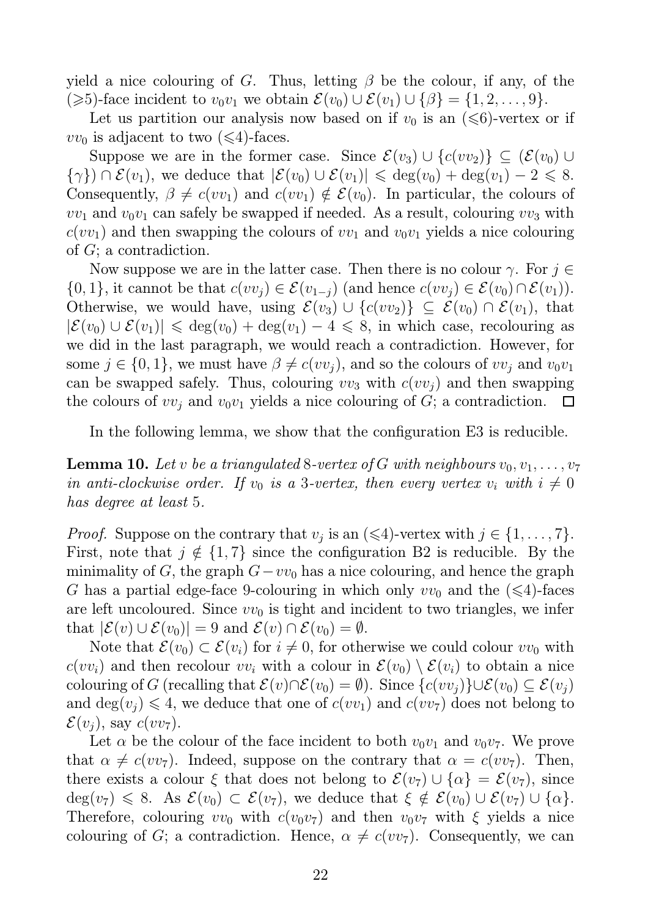yield a nice colouring of $G$. Thus, letting $\beta$ be the colour, if any, of the ($\geqslant$5)-face incident to $v_0v_1$ we obtain $\mathcal{E}(v_0) \cup \mathcal{E}(v_1) \cup \{\beta\} = \{1, 2, \ldots, 9\}$.

Let us partition our analysis now based on if $v_0$ is an ($\leqslant$6)-vertex or if $vv_0$ is adjacent to two ($\leqslant$4)-faces.

Suppose we are in the former case. Since $\mathcal{E}(v_3) \cup \{c(vv_2)\} \subseteq (\mathcal{E}(v_0) \cup \{\gamma\}) \cap \mathcal{E}(v_1)$, we deduce that $|\mathcal{E}(v_0) \cup \mathcal{E}(v_1)| \leqslant \deg(v_0) + \deg(v_1) - 2 \leqslant 8$. Consequently, $\beta \neq c(vv_1)$ and $c(vv_1) \notin \mathcal{E}(v_0)$. In particular, the colours of $vv_1$ and $v_0v_1$ can safely be swapped if needed. As a result, colouring $vv_3$ with $c(vv_1)$ and then swapping the colours of $vv_1$ and $v_0v_1$ yields a nice colouring of $G$; a contradiction.

Now suppose we are in the latter case. Then there is no colour $\gamma$. For $j \in \{0, 1\}$, it cannot be that $c(vv_j) \in \mathcal{E}(v_{1-j})$ (and hence $c(vv_j) \in \mathcal{E}(v_0) \cap \mathcal{E}(v_1)$). Otherwise, we would have, using $\mathcal{E}(v_3) \cup \{c(vv_2)\} \subseteq \mathcal{E}(v_0) \cap \mathcal{E}(v_1)$, that $|\mathcal{E}(v_0) \cup \mathcal{E}(v_1)| \leqslant \deg(v_0) + \deg(v_1) - 4 \leqslant 8$, in which case, recolouring as we did in the last paragraph, we would reach a contradiction. However, for some $j \in \{0, 1\}$, we must have $\beta \neq c(vv_j)$, and so the colours of $vv_j$ and $v_0v_1$ can be swapped safely. Thus, colouring $vv_3$ with $c(vv_j)$ and then swapping the colours of $vv_j$ and $v_0v_1$ yields a nice colouring of $G$; a contradiction. $\square$

In the following lemma, we show that the configuration E3 is reducible.

**Lemma 10.** *Let $v$ be a triangulated 8-vertex of $G$ with neighbours $v_0, v_1, \ldots, v_7$ in anti-clockwise order. If $v_0$ is a 3-vertex, then every vertex $v_i$ with $i \neq 0$ has degree at least 5.*

*Proof.* Suppose on the contrary that $v_j$ is an ($\leqslant$4)-vertex with $j \in \{1, \ldots, 7\}$. First, note that $j \notin \{1, 7\}$ since the configuration B2 is reducible. By the minimality of $G$, the graph $G - vv_0$ has a nice colouring, and hence the graph $G$ has a partial edge-face 9-colouring in which only $vv_0$ and the ($\leqslant$4)-faces are left uncoloured. Since $vv_0$ is tight and incident to two triangles, we infer that $|\mathcal{E}(v) \cup \mathcal{E}(v_0)| = 9$ and $\mathcal{E}(v) \cap \mathcal{E}(v_0) = \emptyset$.

Note that $\mathcal{E}(v_0) \subset \mathcal{E}(v_i)$ for $i \neq 0$, for otherwise we could colour $vv_0$ with $c(vv_i)$ and then recolour $vv_i$ with a colour in $\mathcal{E}(v_0) \setminus \mathcal{E}(v_i)$ to obtain a nice colouring of $G$ (recalling that $\mathcal{E}(v) \cap \mathcal{E}(v_0) = \emptyset$). Since $\{c(vv_j)\} \cup \mathcal{E}(v_0) \subseteq \mathcal{E}(v_j)$ and $\deg(v_j) \leqslant 4$, we deduce that one of $c(vv_1)$ and $c(vv_7)$ does not belong to $\mathcal{E}(v_j)$, say $c(vv_7)$.

Let $\alpha$ be the colour of the face incident to both $v_0v_1$ and $v_0v_7$. We prove that $\alpha \neq c(vv_7)$. Indeed, suppose on the contrary that $\alpha = c(vv_7)$. Then, there exists a colour $\xi$ that does not belong to $\mathcal{E}(v_7) \cup \{\alpha\} = \mathcal{E}(v_7)$, since $\deg(v_7) \leqslant 8$. As $\mathcal{E}(v_0) \subset \mathcal{E}(v_7)$, we deduce that $\xi \notin \mathcal{E}(v_0) \cup \mathcal{E}(v_7) \cup \{\alpha\}$. Therefore, colouring $vv_0$ with $c(v_0v_7)$ and then $v_0v_7$ with $\xi$ yields a nice colouring of $G$; a contradiction. Hence, $\alpha \neq c(vv_7)$. Consequently, we can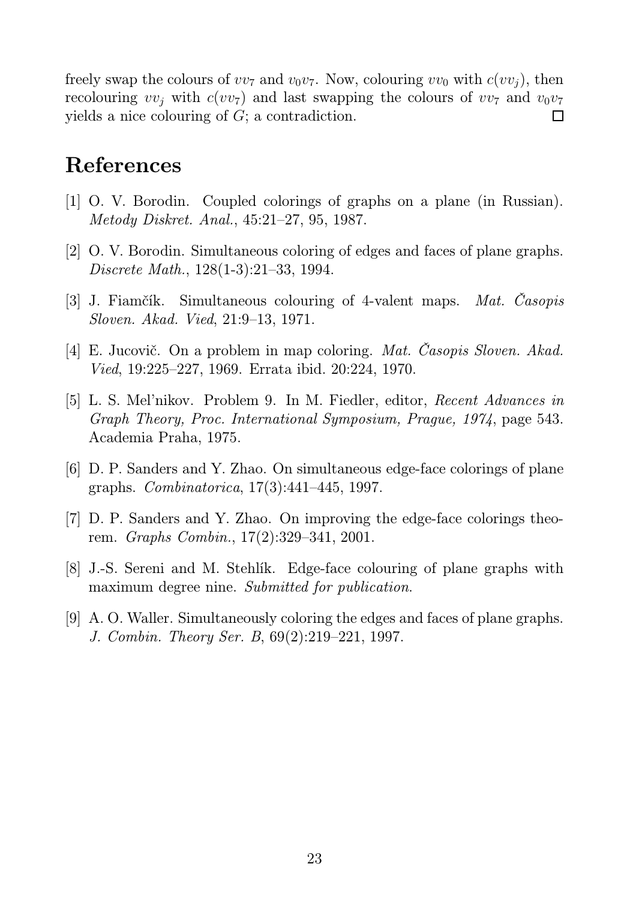freely swap the colours of $vv_7$ and $v_0v_7$. Now, colouring $vv_0$ with $c(vv_j)$, then recolouring $vv_j$ with $c(vv_7)$ and last swapping the colours of $vv_7$ and $v_0v_7$ yields a nice colouring of $G$; a contradiction. □

# References

[1] O. V. Borodin. Coupled colorings of graphs on a plane (in Russian). *Metody Diskret. Anal.*, 45:21–27, 95, 1987.

[2] O. V. Borodin. Simultaneous coloring of edges and faces of plane graphs. *Discrete Math.*, 128(1-3):21–33, 1994.

[3] J. Fiamčík. Simultaneous colouring of 4-valent maps. *Mat. Časopis Sloven. Akad. Vied*, 21:9–13, 1971.

[4] E. Jucovič. On a problem in map coloring. *Mat. Časopis Sloven. Akad. Vied*, 19:225–227, 1969. Errata ibid. 20:224, 1970.

[5] L. S. Mel'nikov. Problem 9. In M. Fiedler, editor, *Recent Advances in Graph Theory, Proc. International Symposium, Prague, 1974*, page 543. Academia Praha, 1975.

[6] D. P. Sanders and Y. Zhao. On simultaneous edge-face colorings of plane graphs. *Combinatorica*, 17(3):441–445, 1997.

[7] D. P. Sanders and Y. Zhao. On improving the edge-face colorings theorem. *Graphs Combin.*, 17(2):329–341, 2001.

[8] J.-S. Sereni and M. Stehlík. Edge-face colouring of plane graphs with maximum degree nine. *Submitted for publication.*

[9] A. O. Waller. Simultaneously coloring the edges and faces of plane graphs. *J. Combin. Theory Ser. B*, 69(2):219–221, 1997.